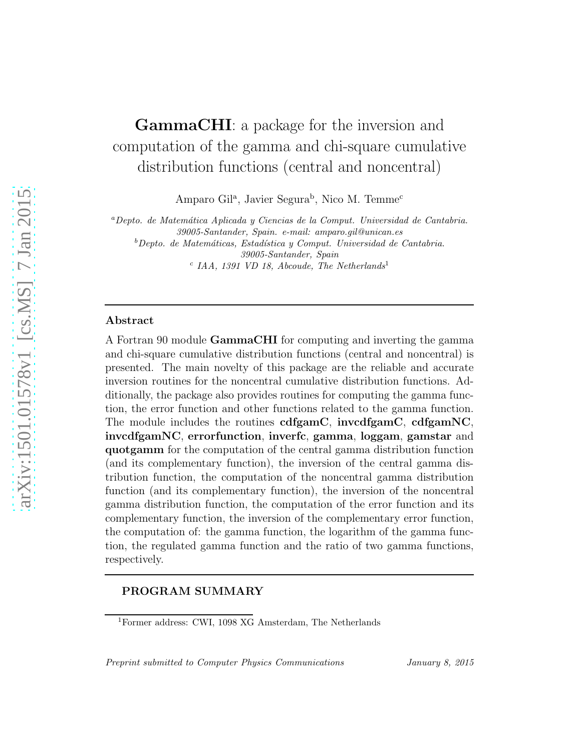# **GammaCHI**: a package for the inversion and computation of the gamma and chi-square cumulative distribution functions (central and noncentral)

Amparo Gil[a], Javier Segura[b], Nico M. Temme[c]

[a] *Depto. de Matemática Aplicada y Ciencias de la Comput. Universidad de Cantabria. 39005-Santander, Spain. e-mail: amparo.gil@unican.es*

[b] *Depto. de Matemáticas, Estadística y Comput. Universidad de Cantabria. 39005-Santander, Spain*

[c] *IAA, 1391 VD 18, Abcoude, The Netherlands*[1]

---

## Abstract

A Fortran 90 module **GammaCHI** for computing and inverting the gamma and chi-square cumulative distribution functions (central and noncentral) is presented. The main novelty of this package are the reliable and accurate inversion routines for the noncentral cumulative distribution functions. Additionally, the package also provides routines for computing the gamma function, the error function and other functions related to the gamma function. The module includes the routines **cdfgamC**, **invcdfgamC**, **cdfgamNC**, **invcdfgamNC**, **errorfunction**, **inverfc**, **gamma**, **loggam**, **gamstar** and **quotgamm** for the computation of the central gamma distribution function (and its complementary function), the inversion of the central gamma distribution function, the computation of the noncentral gamma distribution function (and its complementary function), the inversion of the noncentral gamma distribution function, the computation of the error function and its complementary function, the inversion of the complementary error function, the computation of: the gamma function, the logarithm of the gamma function, the regulated gamma function and the ratio of two gamma functions, respectively.

---

## PROGRAM SUMMARY

[1] Former address: CWI, 1098 XG Amsterdam, The Netherlands

*Preprint submitted to Computer Physics Communications* *January 8, 2015*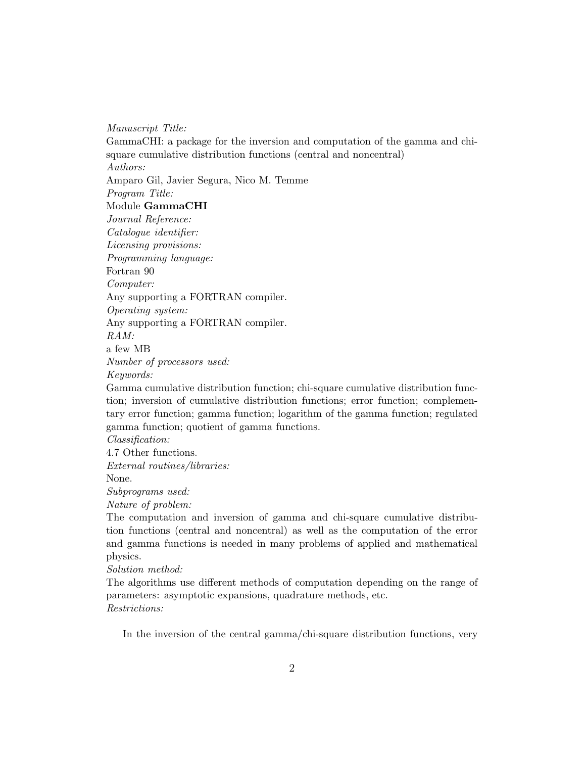*Manuscript Title:*
GammaCHI: a package for the inversion and computation of the gamma and chi-square cumulative distribution functions (central and noncentral)
*Authors:*
Amparo Gil, Javier Segura, Nico M. Temme
*Program Title:*
Module **GammaCHI**
*Journal Reference:*
*Catalogue identifier:*
*Licensing provisions:*
*Programming language:*
Fortran 90
*Computer:*
Any supporting a FORTRAN compiler.
*Operating system:*
Any supporting a FORTRAN compiler.
*RAM:*
a few MB
*Number of processors used:*
*Keywords:*
Gamma cumulative distribution function; chi-square cumulative distribution function; inversion of cumulative distribution functions; error function; complementary error function; gamma function; logarithm of the gamma function; regulated gamma function; quotient of gamma functions.
*Classification:*
4.7 Other functions.
*External routines/libraries:*
None.
*Subprograms used:*
*Nature of problem:*
The computation and inversion of gamma and chi-square cumulative distribution functions (central and noncentral) as well as the computation of the error and gamma functions is needed in many problems of applied and mathematical physics.
*Solution method:*
The algorithms use different methods of computation depending on the range of parameters: asymptotic expansions, quadrature methods, etc.
*Restrictions:*

In the inversion of the central gamma/chi-square distribution functions, very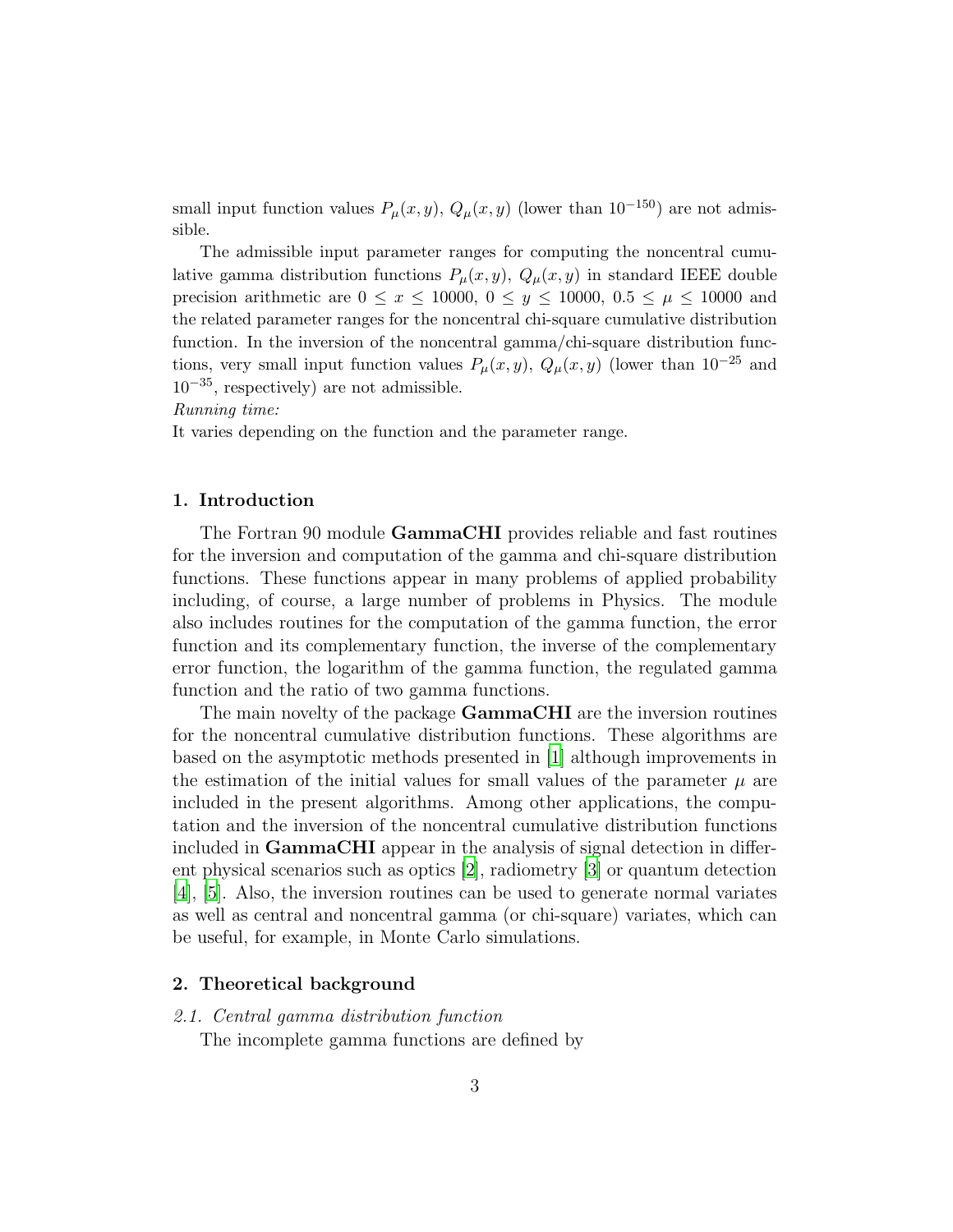small input function values $P_\mu(x, y)$, $Q_\mu(x, y)$ (lower than $10^{-150}$) are not admissible.

The admissible input parameter ranges for computing the noncentral cumulative gamma distribution functions $P_\mu(x, y)$, $Q_\mu(x, y)$ in standard IEEE double precision arithmetic are $0 \leq x \leq 10000$, $0 \leq y \leq 10000$, $0.5 \leq \mu \leq 10000$ and the related parameter ranges for the noncentral chi-square cumulative distribution function. In the inversion of the noncentral gamma/chi-square distribution functions, very small input function values $P_\mu(x, y)$, $Q_\mu(x, y)$ (lower than $10^{-25}$ and $10^{-35}$, respectively) are not admissible.

*Running time:*

It varies depending on the function and the parameter range.

## 1. Introduction

The Fortran 90 module **GammaCHI** provides reliable and fast routines for the inversion and computation of the gamma and chi-square distribution functions. These functions appear in many problems of applied probability including, of course, a large number of problems in Physics. The module also includes routines for the computation of the gamma function, the error function and its complementary function, the inverse of the complementary error function, the logarithm of the gamma function, the regulated gamma function and the ratio of two gamma functions.

The main novelty of the package **GammaCHI** are the inversion routines for the noncentral cumulative distribution functions. These algorithms are based on the asymptotic methods presented in [1] although improvements in the estimation of the initial values for small values of the parameter $\mu$ are included in the present algorithms. Among other applications, the computation and the inversion of the noncentral cumulative distribution functions included in **GammaCHI** appear in the analysis of signal detection in different physical scenarios such as optics [2], radiometry [3] or quantum detection [4], [5]. Also, the inversion routines can be used to generate normal variates as well as central and noncentral gamma (or chi-square) variates, which can be useful, for example, in Monte Carlo simulations.

## 2. Theoretical background

### *2.1. Central gamma distribution function*

The incomplete gamma functions are defined by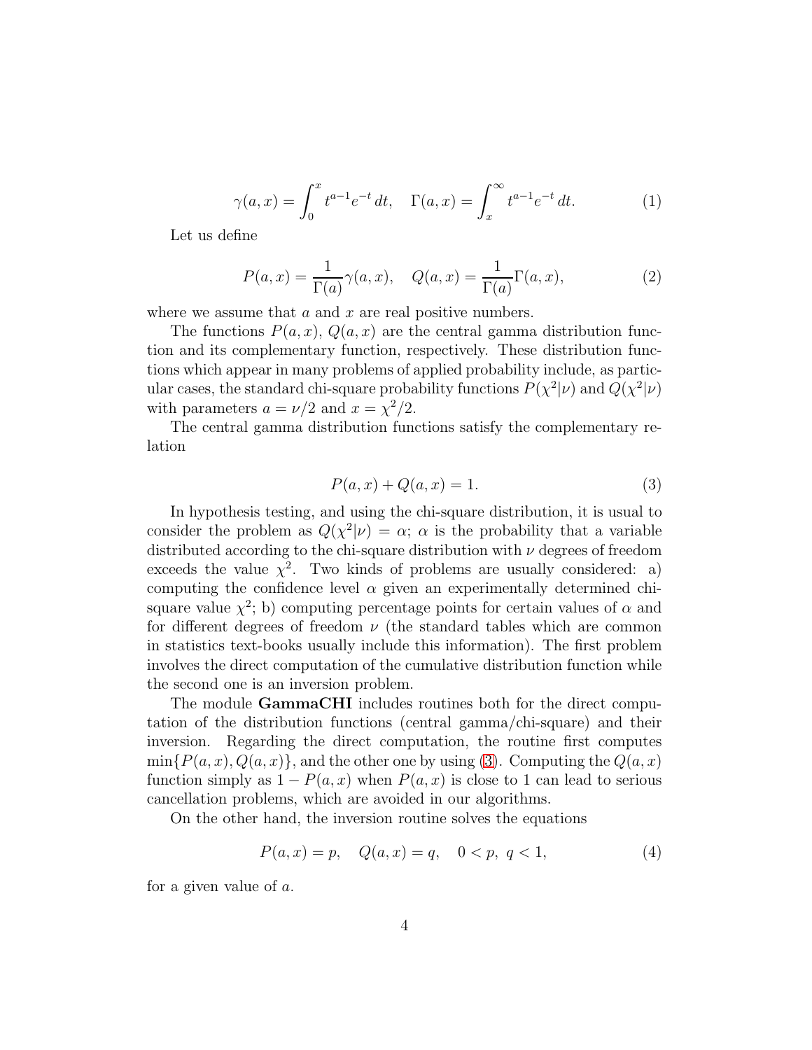$$\gamma(a,x) = \int_0^x t^{a-1}e^{-t}\,dt, \quad \Gamma(a,x) = \int_x^\infty t^{a-1}e^{-t}\,dt. \tag{1}$$

Let us define

$$P(a,x) = \frac{1}{\Gamma(a)}\gamma(a,x), \quad Q(a,x) = \frac{1}{\Gamma(a)}\Gamma(a,x), \tag{2}$$

where we assume that $a$ and $x$ are real positive numbers.

The functions $P(a,x)$, $Q(a,x)$ are the central gamma distribution function and its complementary function, respectively. These distribution functions which appear in many problems of applied probability include, as particular cases, the standard chi-square probability functions $P(\chi^2|\nu)$ and $Q(\chi^2|\nu)$ with parameters $a = \nu/2$ and $x = \chi^2/2$.

The central gamma distribution functions satisfy the complementary relation

$$P(a,x) + Q(a,x) = 1. \tag{3}$$

In hypothesis testing, and using the chi-square distribution, it is usual to consider the problem as $Q(\chi^2|\nu) = \alpha$; $\alpha$ is the probability that a variable distributed according to the chi-square distribution with $\nu$ degrees of freedom exceeds the value $\chi^2$. Two kinds of problems are usually considered: a) computing the confidence level $\alpha$ given an experimentally determined chi-square value $\chi^2$; b) computing percentage points for certain values of $\alpha$ and for different degrees of freedom $\nu$ (the standard tables which are common in statistics text-books usually include this information). The first problem involves the direct computation of the cumulative distribution function while the second one is an inversion problem.

The module **GammaCHI** includes routines both for the direct computation of the distribution functions (central gamma/chi-square) and their inversion. Regarding the direct computation, the routine first computes $\min\{P(a,x), Q(a,x)\}$, and the other one by using (3). Computing the $Q(a,x)$ function simply as $1 - P(a,x)$ when $P(a,x)$ is close to 1 can lead to serious cancellation problems, which are avoided in our algorithms.

On the other hand, the inversion routine solves the equations

$$P(a,x) = p, \quad Q(a,x) = q, \quad 0 < p,\ q < 1, \tag{4}$$

for a given value of $a$.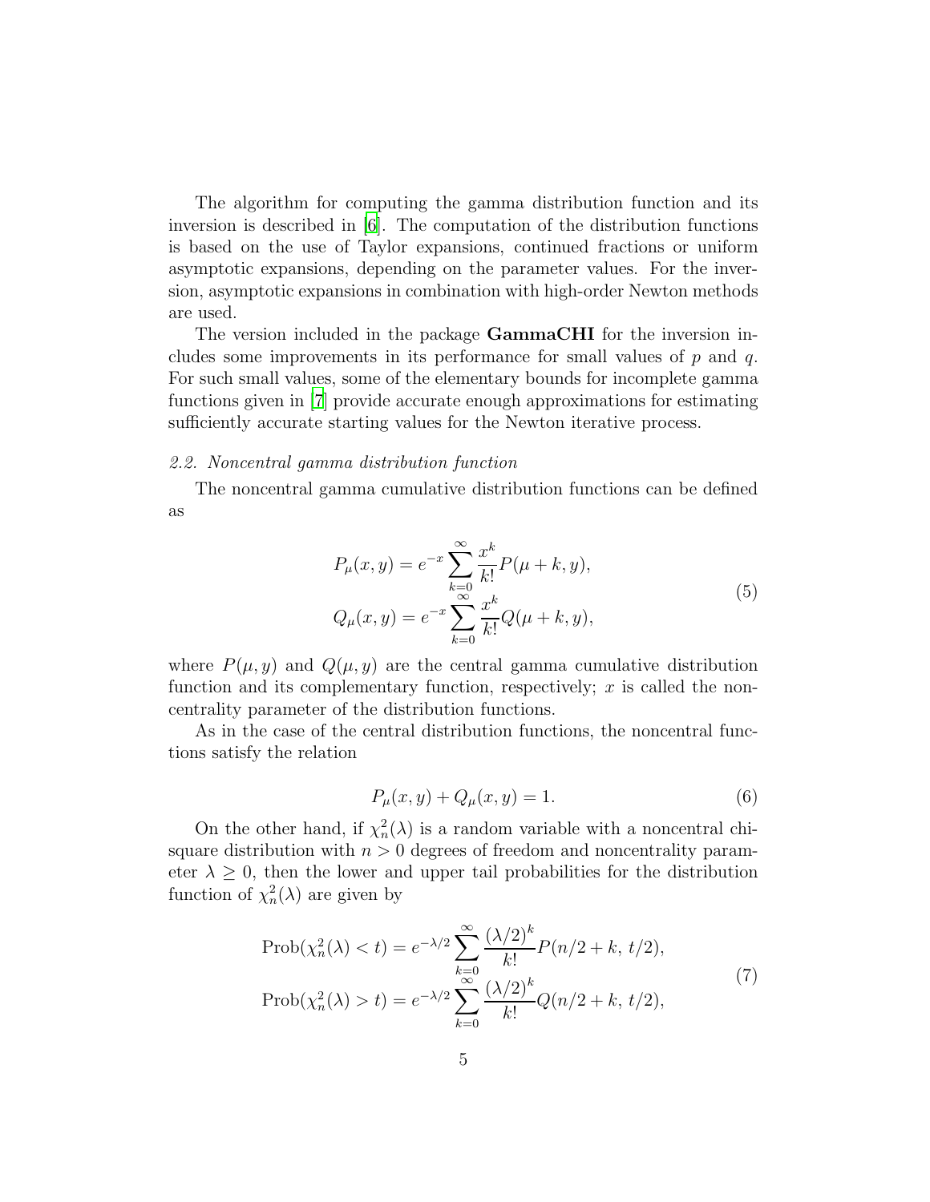The algorithm for computing the gamma distribution function and its inversion is described in [6]. The computation of the distribution functions is based on the use of Taylor expansions, continued fractions or uniform asymptotic expansions, depending on the parameter values. For the inversion, asymptotic expansions in combination with high-order Newton methods are used.

The version included in the package **GammaCHI** for the inversion includes some improvements in its performance for small values of $p$ and $q$. For such small values, some of the elementary bounds for incomplete gamma functions given in [7] provide accurate enough approximations for estimating sufficiently accurate starting values for the Newton iterative process.

### *2.2. Noncentral gamma distribution function*

The noncentral gamma cumulative distribution functions can be defined as

$$
\begin{aligned}
P_\mu(x,y) &= e^{-x}\sum_{k=0}^{\infty}\frac{x^k}{k!}P(\mu+k,y),\\
Q_\mu(x,y) &= e^{-x}\sum_{k=0}^{\infty}\frac{x^k}{k!}Q(\mu+k,y),
\end{aligned}
\tag{5}
$$

where $P(\mu,y)$ and $Q(\mu,y)$ are the central gamma cumulative distribution function and its complementary function, respectively; $x$ is called the noncentrality parameter of the distribution functions.

As in the case of the central distribution functions, the noncentral functions satisfy the relation

$$
P_\mu(x,y) + Q_\mu(x,y) = 1. \tag{6}
$$

On the other hand, if $\chi^2_n(\lambda)$ is a random variable with a noncentral chi-square distribution with $n > 0$ degrees of freedom and noncentrality parameter $\lambda \geq 0$, then the lower and upper tail probabilities for the distribution function of $\chi^2_n(\lambda)$ are given by

$$
\begin{aligned}
\mathrm{Prob}(\chi^2_n(\lambda) < t) &= e^{-\lambda/2}\sum_{k=0}^{\infty}\frac{(\lambda/2)^k}{k!}P(n/2+k,\, t/2),\\
\mathrm{Prob}(\chi^2_n(\lambda) > t) &= e^{-\lambda/2}\sum_{k=0}^{\infty}\frac{(\lambda/2)^k}{k!}Q(n/2+k,\, t/2),
\end{aligned}
\tag{7}
$$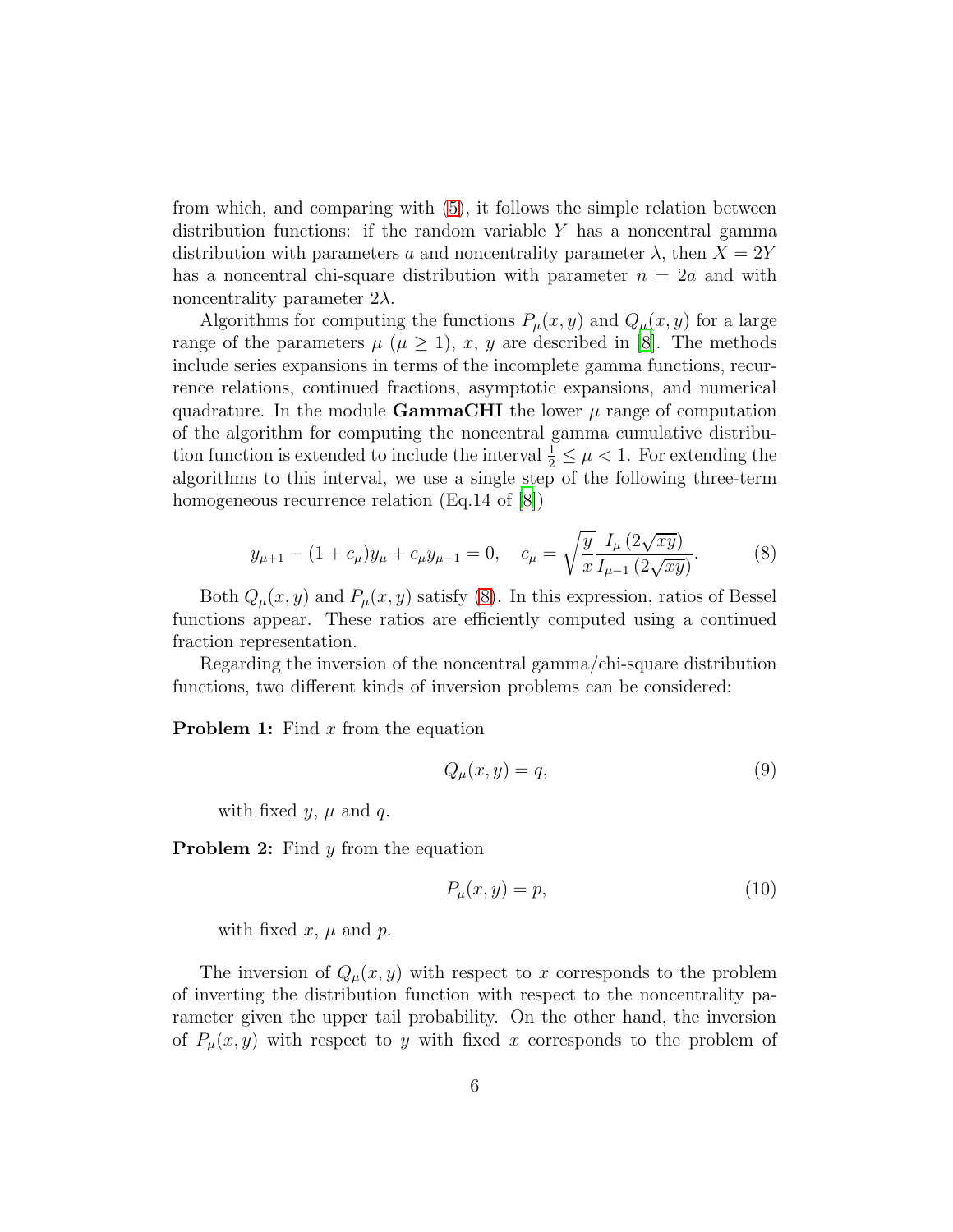from which, and comparing with (5), it follows the simple relation between distribution functions: if the random variable $Y$ has a noncentral gamma distribution with parameters $a$ and noncentrality parameter $\lambda$, then $X = 2Y$ has a noncentral chi-square distribution with parameter $n = 2a$ and with noncentrality parameter $2\lambda$.

Algorithms for computing the functions $P_\mu(x, y)$ and $Q_\mu(x, y)$ for a large range of the parameters $\mu$ ($\mu \geq 1$), $x$, $y$ are described in [8]. The methods include series expansions in terms of the incomplete gamma functions, recurrence relations, continued fractions, asymptotic expansions, and numerical quadrature. In the module **GammaCHI** the lower $\mu$ range of computation of the algorithm for computing the noncentral gamma cumulative distribution function is extended to include the interval $\frac{1}{2} \leq \mu < 1$. For extending the algorithms to this interval, we use a single step of the following three-term homogeneous recurrence relation (Eq.14 of [8])

$$y_{\mu+1} - (1 + c_\mu) y_\mu + c_\mu y_{\mu-1} = 0, \quad c_\mu = \sqrt{\frac{y}{x}} \frac{I_\mu \left(2\sqrt{xy}\right)}{I_{\mu-1} \left(2\sqrt{xy}\right)}. \tag{8}$$

Both $Q_\mu(x, y)$ and $P_\mu(x, y)$ satisfy (8). In this expression, ratios of Bessel functions appear. These ratios are efficiently computed using a continued fraction representation.

Regarding the inversion of the noncentral gamma/chi-square distribution functions, two different kinds of inversion problems can be considered:

**Problem 1:** Find $x$ from the equation

$$Q_\mu(x, y) = q, \tag{9}$$

with fixed $y$, $\mu$ and $q$.

**Problem 2:** Find $y$ from the equation

$$P_\mu(x, y) = p, \tag{10}$$

with fixed $x$, $\mu$ and $p$.

The inversion of $Q_\mu(x, y)$ with respect to $x$ corresponds to the problem of inverting the distribution function with respect to the noncentrality parameter given the upper tail probability. On the other hand, the inversion of $P_\mu(x, y)$ with respect to $y$ with fixed $x$ corresponds to the problem of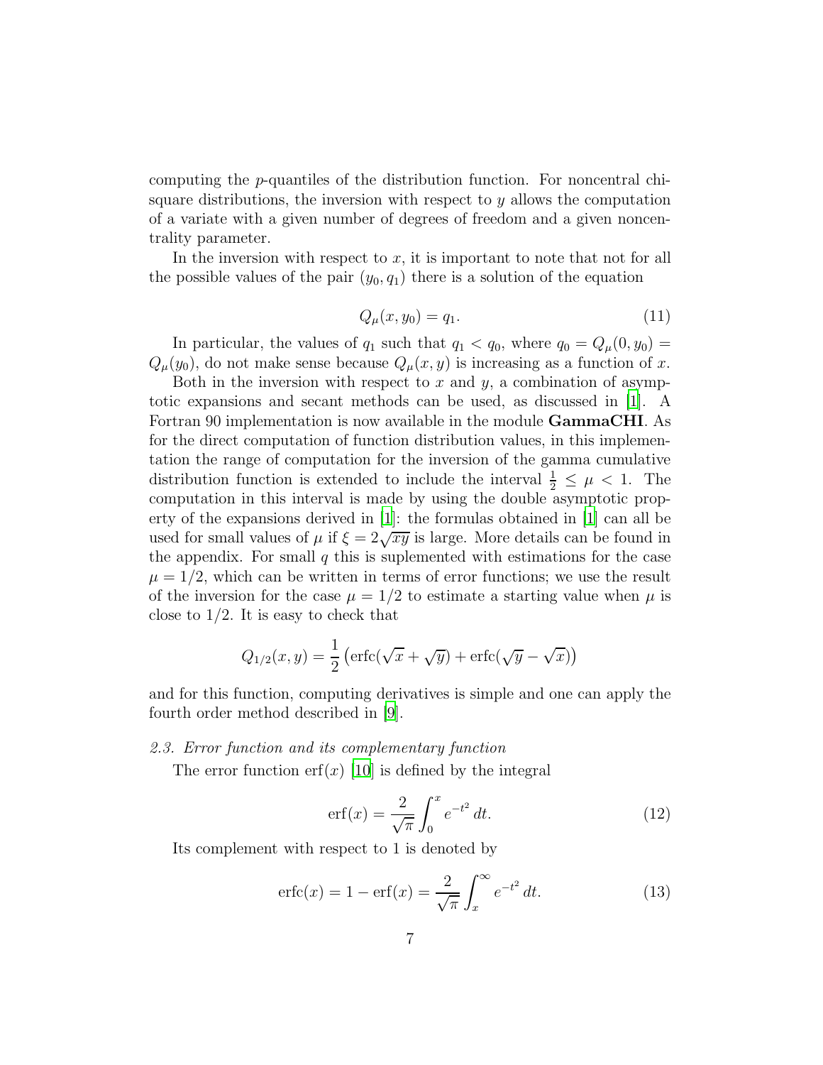computing the $p$-quantiles of the distribution function. For noncentral chi-square distributions, the inversion with respect to $y$ allows the computation of a variate with a given number of degrees of freedom and a given noncentrality parameter.

In the inversion with respect to $x$, it is important to note that not for all the possible values of the pair $(y_0, q_1)$ there is a solution of the equation

$$Q_\mu(x, y_0) = q_1. \tag{11}$$

In particular, the values of $q_1$ such that $q_1 < q_0$, where $q_0 = Q_\mu(0, y_0) = Q_\mu(y_0)$, do not make sense because $Q_\mu(x, y)$ is increasing as a function of $x$.

Both in the inversion with respect to $x$ and $y$, a combination of asymptotic expansions and secant methods can be used, as discussed in [1]. A Fortran 90 implementation is now available in the module **GammaCHI**. As for the direct computation of function distribution values, in this implementation the range of computation for the inversion of the gamma cumulative distribution function is extended to include the interval $\frac{1}{2} \le \mu < 1$. The computation in this interval is made by using the double asymptotic property of the expansions derived in [1]: the formulas obtained in [1] can all be used for small values of $\mu$ if $\xi = 2\sqrt{xy}$ is large. More details can be found in the appendix. For small $q$ this is suplemented with estimations for the case $\mu = 1/2$, which can be written in terms of error functions; we use the result of the inversion for the case $\mu = 1/2$ to estimate a starting value when $\mu$ is close to $1/2$. It is easy to check that

$$Q_{1/2}(x, y) = \frac{1}{2}\left(\operatorname{erfc}(\sqrt{x} + \sqrt{y}) + \operatorname{erfc}(\sqrt{y} - \sqrt{x})\right)$$

and for this function, computing derivatives is simple and one can apply the fourth order method described in [9].

### *2.3. Error function and its complementary function*

The error function $\operatorname{erf}(x)$ [10] is defined by the integral

$$\operatorname{erf}(x) = \frac{2}{\sqrt{\pi}} \int_0^x e^{-t^2}\, dt. \tag{12}$$

Its complement with respect to 1 is denoted by

$$\operatorname{erfc}(x) = 1 - \operatorname{erf}(x) = \frac{2}{\sqrt{\pi}} \int_x^\infty e^{-t^2}\, dt. \tag{13}$$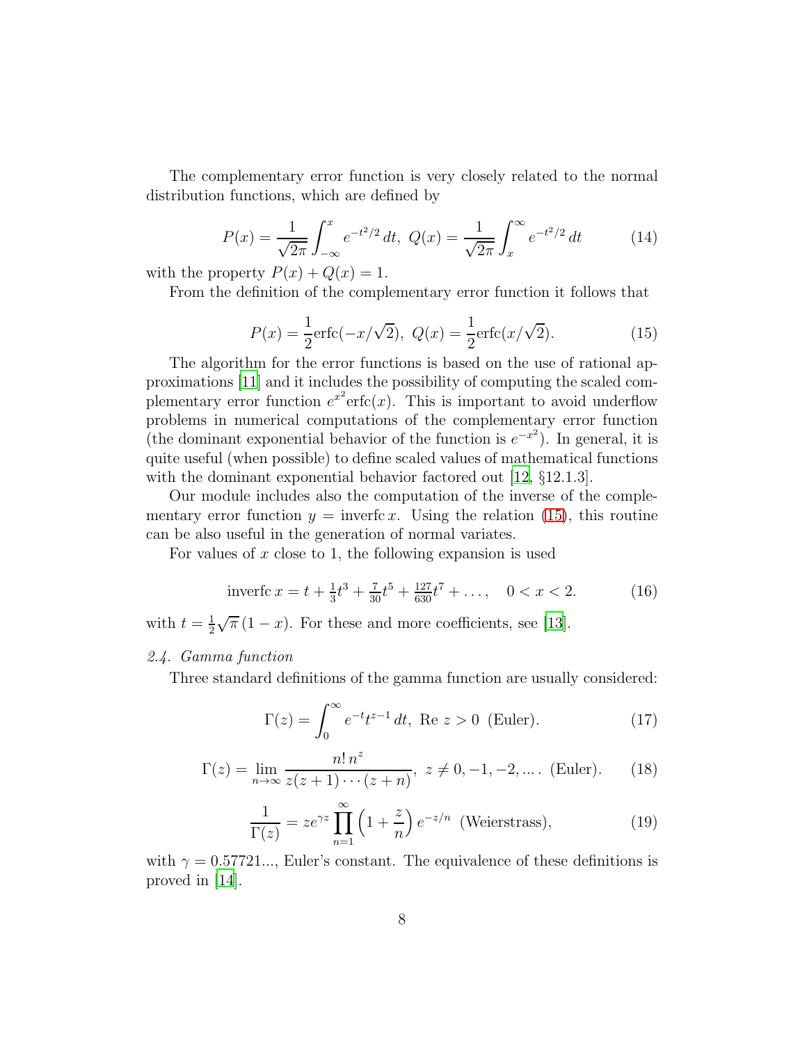The complementary error function is very closely related to the normal distribution functions, which are defined by

$$P(x) = \frac{1}{\sqrt{2\pi}} \int_{-\infty}^{x} e^{-t^2/2}\, dt,\ Q(x) = \frac{1}{\sqrt{2\pi}} \int_{x}^{\infty} e^{-t^2/2}\, dt \tag{14}$$

with the property $P(x) + Q(x) = 1$.

From the definition of the complementary error function it follows that

$$P(x) = \frac{1}{2}\mathrm{erfc}(-x/\sqrt{2}),\ Q(x) = \frac{1}{2}\mathrm{erfc}(x/\sqrt{2}). \tag{15}$$

The algorithm for the error functions is based on the use of rational approximations [11] and it includes the possibility of computing the scaled complementary error function $e^{x^2}\mathrm{erfc}(x)$. This is important to avoid underflow problems in numerical computations of the complementary error function (the dominant exponential behavior of the function is $e^{-x^2}$). In general, it is quite useful (when possible) to define scaled values of mathematical functions with the dominant exponential behavior factored out [12, §12.1.3].

Our module includes also the computation of the inverse of the complementary error function $y = \mathrm{inverfc}\, x$. Using the relation (15), this routine can be also useful in the generation of normal variates.

For values of $x$ close to 1, the following expansion is used

$$\mathrm{inverfc}\, x = t + \tfrac{1}{3}t^3 + \tfrac{7}{30}t^5 + \tfrac{127}{630}t^7 + \ldots, \quad 0 < x < 2. \tag{16}$$

with $t = \frac{1}{2}\sqrt{\pi}\,(1 - x)$. For these and more coefficients, see [13].

*2.4. Gamma function*

Three standard definitions of the gamma function are usually considered:

$$\Gamma(z) = \int_0^\infty e^{-t} t^{z-1}\, dt,\ \mathrm{Re}\ z > 0\ \text{(Euler)}. \tag{17}$$

$$\Gamma(z) = \lim_{n\to\infty} \frac{n!\, n^z}{z(z+1)\cdots(z+n)},\ z \neq 0, -1, -2, \ldots.\ \text{(Euler)}. \tag{18}$$

$$\frac{1}{\Gamma(z)} = z e^{\gamma z} \prod_{n=1}^{\infty} \left(1 + \frac{z}{n}\right) e^{-z/n}\ \text{(Weierstrass)}, \tag{19}$$

with $\gamma = 0.57721...$, Euler's constant. The equivalence of these definitions is proved in [14].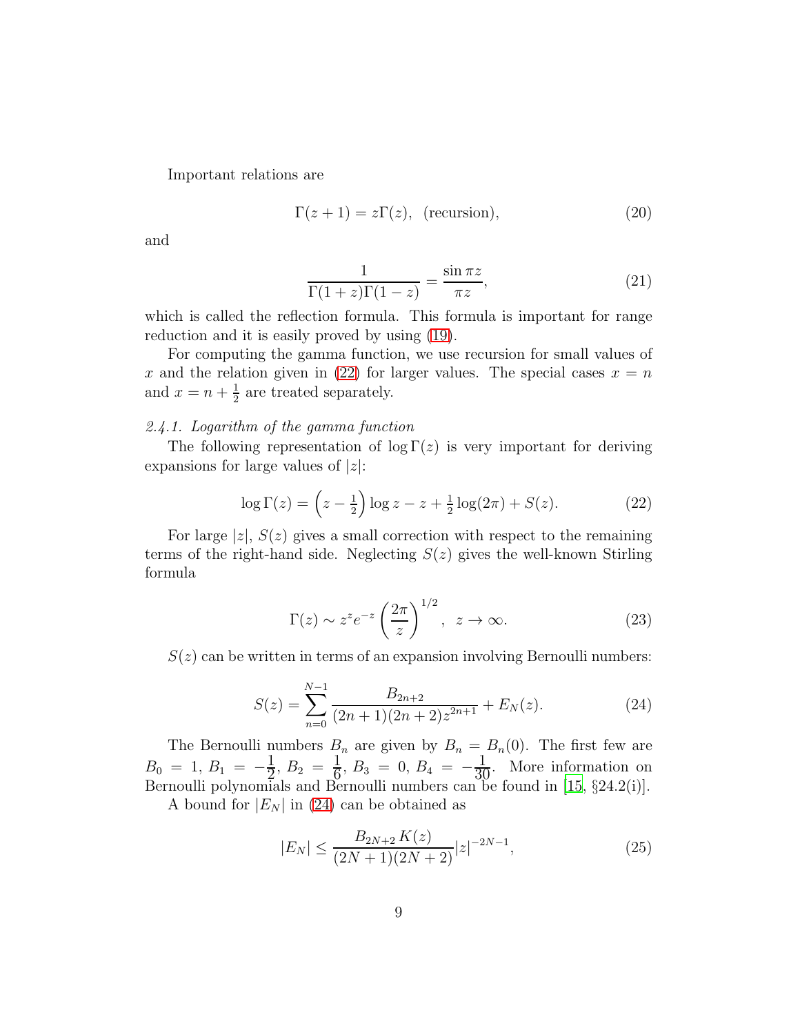Important relations are

$$\Gamma(z+1) = z\Gamma(z), \ \ \text{(recursion)}, \tag{20}$$

and

$$\frac{1}{\Gamma(1+z)\Gamma(1-z)} = \frac{\sin \pi z}{\pi z}, \tag{21}$$

which is called the reflection formula. This formula is important for range reduction and it is easily proved by using (19).

For computing the gamma function, we use recursion for small values of $x$ and the relation given in (22) for larger values. The special cases $x = n$ and $x = n + \frac{1}{2}$ are treated separately.

*2.4.1. Logarithm of the gamma function*

The following representation of $\log \Gamma(z)$ is very important for deriving expansions for large values of $|z|$:

$$\log \Gamma(z) = \left(z - \tfrac{1}{2}\right) \log z - z + \tfrac{1}{2} \log(2\pi) + S(z). \tag{22}$$

For large $|z|$, $S(z)$ gives a small correction with respect to the remaining terms of the right-hand side. Neglecting $S(z)$ gives the well-known Stirling formula

$$\Gamma(z) \sim z^z e^{-z} \left(\frac{2\pi}{z}\right)^{1/2}, \ \ z \to \infty. \tag{23}$$

$S(z)$ can be written in terms of an expansion involving Bernoulli numbers:

$$S(z) = \sum_{n=0}^{N-1} \frac{B_{2n+2}}{(2n+1)(2n+2)z^{2n+1}} + E_N(z). \tag{24}$$

The Bernoulli numbers $B_n$ are given by $B_n = B_n(0)$. The first few are $B_0 = 1$, $B_1 = -\frac{1}{2}$, $B_2 = \frac{1}{6}$, $B_3 = 0$, $B_4 = -\frac{1}{30}$. More information on Bernoulli polynomials and Bernoulli numbers can be found in [15, §24.2(i)].

A bound for $|E_N|$ in (24) can be obtained as

$$|E_N| \le \frac{B_{2N+2}\, K(z)}{(2N+1)(2N+2)} |z|^{-2N-1}, \tag{25}$$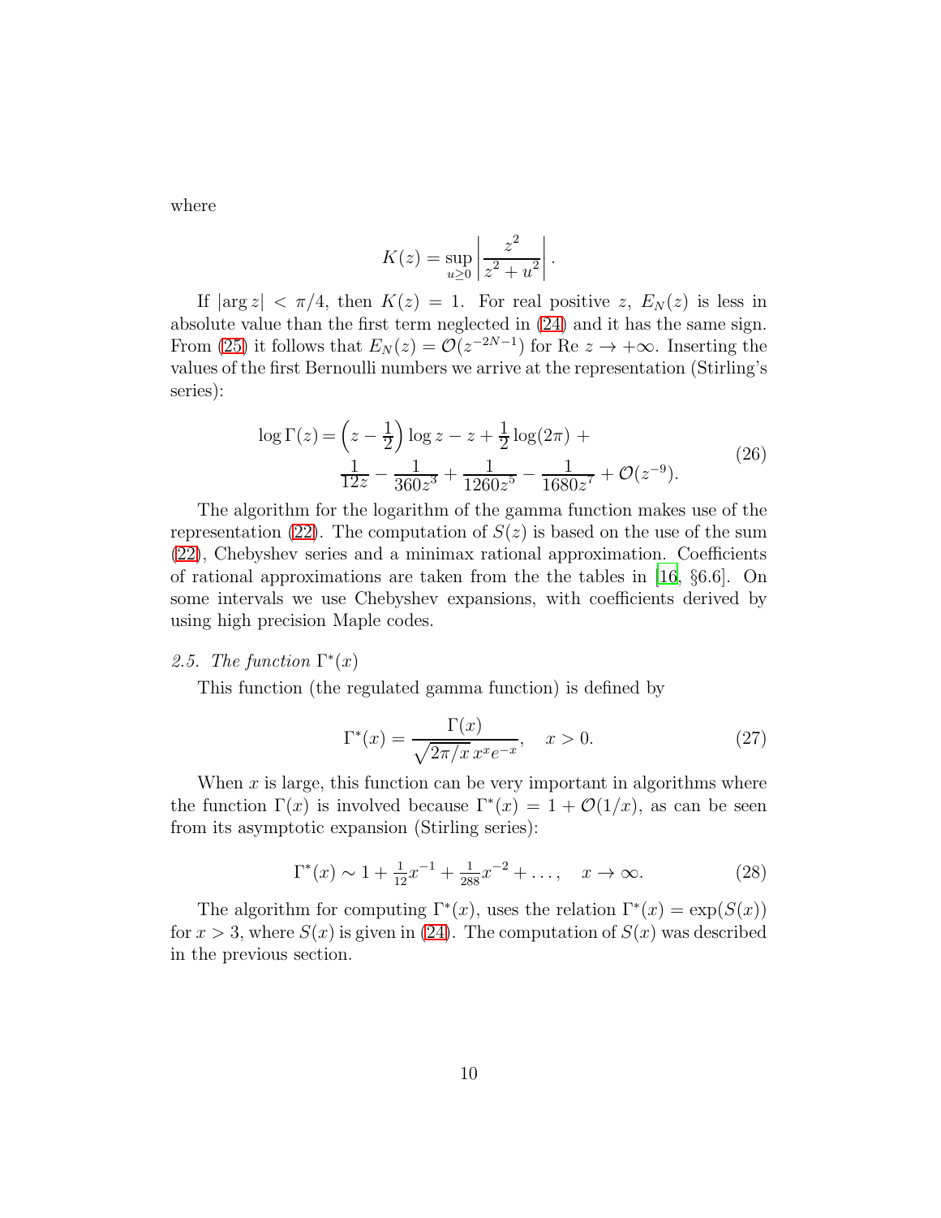where

$$K(z) = \sup_{u \geq 0} \left| \frac{z^2}{z^2 + u^2} \right|.$$

If $|\arg z| < \pi/4$, then $K(z) = 1$. For real positive $z$, $E_N(z)$ is less in absolute value than the first term neglected in (24) and it has the same sign. From (25) it follows that $E_N(z) = \mathcal{O}(z^{-2N-1})$ for Re $z \to +\infty$. Inserting the values of the first Bernoulli numbers we arrive at the representation (Stirling's series):

$$\begin{aligned}\log \Gamma(z) = & \left(z - \frac{1}{2}\right) \log z - z + \frac{1}{2} \log(2\pi) + \\ & \frac{1}{12z} - \frac{1}{360z^3} + \frac{1}{1260z^5} - \frac{1}{1680z^7} + \mathcal{O}(z^{-9}).\end{aligned} \tag{26}$$

The algorithm for the logarithm of the gamma function makes use of the representation (22). The computation of $S(z)$ is based on the use of the sum (22), Chebyshev series and a minimax rational approximation. Coefficients of rational approximations are taken from the the tables in [16, §6.6]. On some intervals we use Chebyshev expansions, with coefficients derived by using high precision Maple codes.

### 2.5. *The function $\Gamma^*(x)$*

This function (the regulated gamma function) is defined by

$$\Gamma^*(x) = \frac{\Gamma(x)}{\sqrt{2\pi/x}\, x^x e^{-x}}, \quad x > 0. \tag{27}$$

When $x$ is large, this function can be very important in algorithms where the function $\Gamma(x)$ is involved because $\Gamma^*(x) = 1 + \mathcal{O}(1/x)$, as can be seen from its asymptotic expansion (Stirling series):

$$\Gamma^*(x) \sim 1 + \tfrac{1}{12}x^{-1} + \tfrac{1}{288}x^{-2} + \ldots, \quad x \to \infty. \tag{28}$$

The algorithm for computing $\Gamma^*(x)$, uses the relation $\Gamma^*(x) = \exp(S(x))$ for $x > 3$, where $S(x)$ is given in (24). The computation of $S(x)$ was described in the previous section.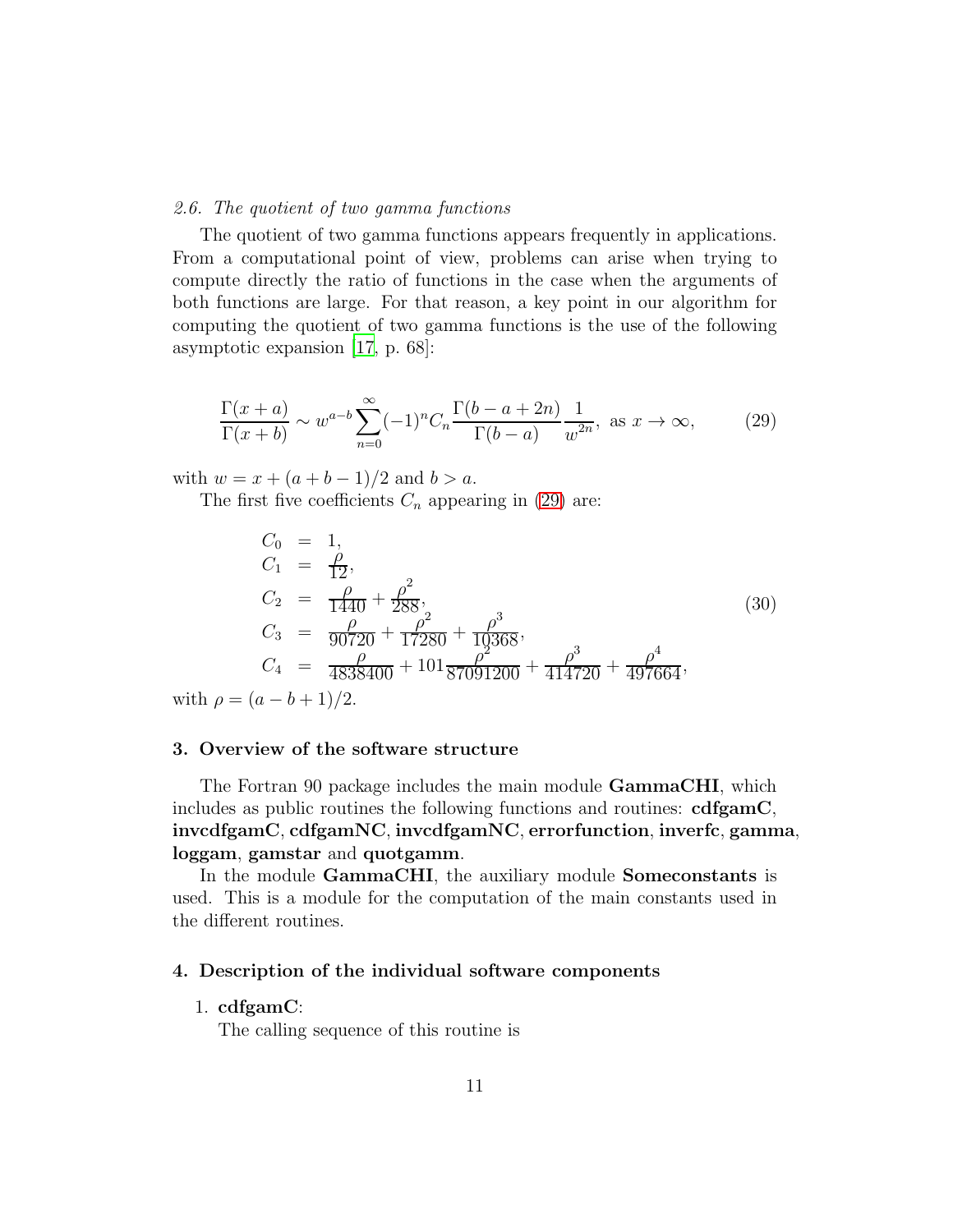### 2.6. The quotient of two gamma functions

The quotient of two gamma functions appears frequently in applications. From a computational point of view, problems can arise when trying to compute directly the ratio of functions in the case when the arguments of both functions are large. For that reason, a key point in our algorithm for computing the quotient of two gamma functions is the use of the following asymptotic expansion [17, p. 68]:

$$\frac{\Gamma(x+a)}{\Gamma(x+b)} \sim w^{a-b} \sum_{n=0}^{\infty} (-1)^n C_n \frac{\Gamma(b-a+2n)}{\Gamma(b-a)} \frac{1}{w^{2n}}, \text{ as } x \to \infty, \tag{29}$$

with $w = x + (a+b-1)/2$ and $b > a$.

The first five coefficients $C_n$ appearing in (29) are:

$$\begin{array}{rcl} C_0 & = & 1, \\ C_1 & = & \frac{\rho}{12}, \\ C_2 & = & \frac{\rho}{1440} + \frac{\rho^2}{288}, \\ C_3 & = & \frac{\rho}{90720} + \frac{\rho^2}{17280} + \frac{\rho^3}{10368}, \\ C_4 & = & \frac{\rho}{4838400} + 101\frac{\rho^2}{87091200} + \frac{\rho^3}{414720} + \frac{\rho^4}{497664}, \end{array} \tag{30}$$

with $\rho = (a-b+1)/2$.

## 3. Overview of the software structure

The Fortran 90 package includes the main module **GammaCHI**, which includes as public routines the following functions and routines: **cdfgamC**, **invcdfgamC**, **cdfgamNC**, **invcdfgamNC**, **errorfunction**, **inverfc**, **gamma**, **loggam**, **gamstar** and **quotgamm**.

In the module **GammaCHI**, the auxiliary module **Someconstants** is used. This is a module for the computation of the main constants used in the different routines.

## 4. Description of the individual software components

1. **cdfgamC**:

   The calling sequence of this routine is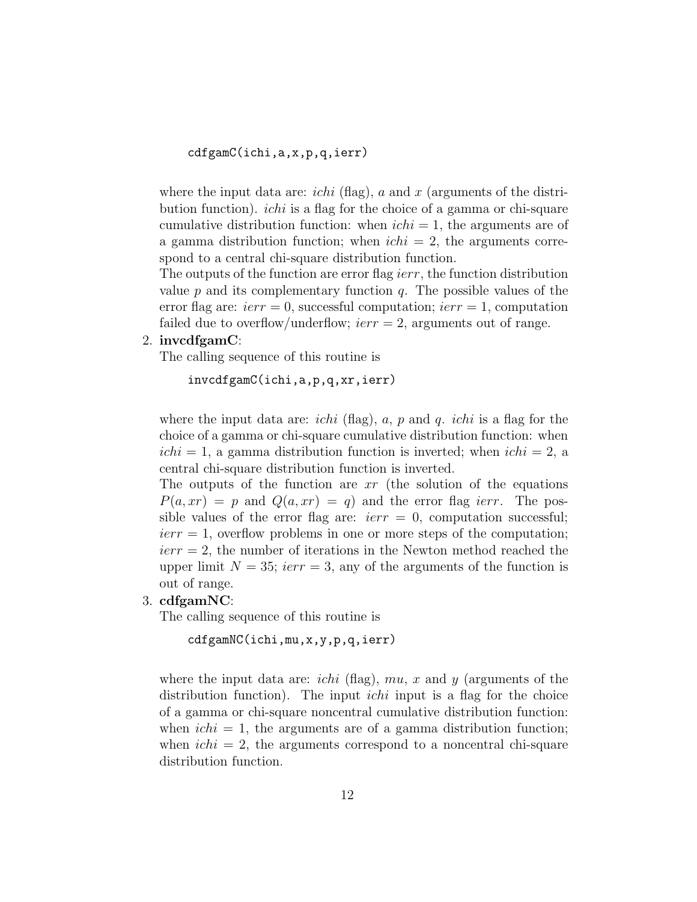```
cdfgamC(ichi,a,x,p,q,ierr)
```

where the input data are: *ichi* (flag), $a$ and $x$ (arguments of the distribution function). *ichi* is a flag for the choice of a gamma or chi-square cumulative distribution function: when $ichi = 1$, the arguments are of a gamma distribution function; when $ichi = 2$, the arguments correspond to a central chi-square distribution function.
The outputs of the function are error flag *ierr*, the function distribution value $p$ and its complementary function $q$. The possible values of the error flag are: $ierr = 0$, successful computation; $ierr = 1$, computation failed due to overflow/underflow; $ierr = 2$, arguments out of range.

2. **invcdfgamC**:
   The calling sequence of this routine is

   ```
   invcdfgamC(ichi,a,p,q,xr,ierr)
   ```

   where the input data are: *ichi* (flag), $a$, $p$ and $q$. *ichi* is a flag for the choice of a gamma or chi-square cumulative distribution function: when $ichi = 1$, a gamma distribution function is inverted; when $ichi = 2$, a central chi-square distribution function is inverted.
   The outputs of the function are $xr$ (the solution of the equations $P(a, xr) = p$ and $Q(a, xr) = q$) and the error flag *ierr*. The possible values of the error flag are: $ierr = 0$, computation successful; $ierr = 1$, overflow problems in one or more steps of the computation; $ierr = 2$, the number of iterations in the Newton method reached the upper limit $N = 35$; $ierr = 3$, any of the arguments of the function is out of range.

3. **cdfgamNC**:
   The calling sequence of this routine is

   ```
   cdfgamNC(ichi,mu,x,y,p,q,ierr)
   ```

   where the input data are: *ichi* (flag), $mu$, $x$ and $y$ (arguments of the distribution function). The input *ichi* input is a flag for the choice of a gamma or chi-square noncentral cumulative distribution function: when $ichi = 1$, the arguments are of a gamma distribution function; when $ichi = 2$, the arguments correspond to a noncentral chi-square distribution function.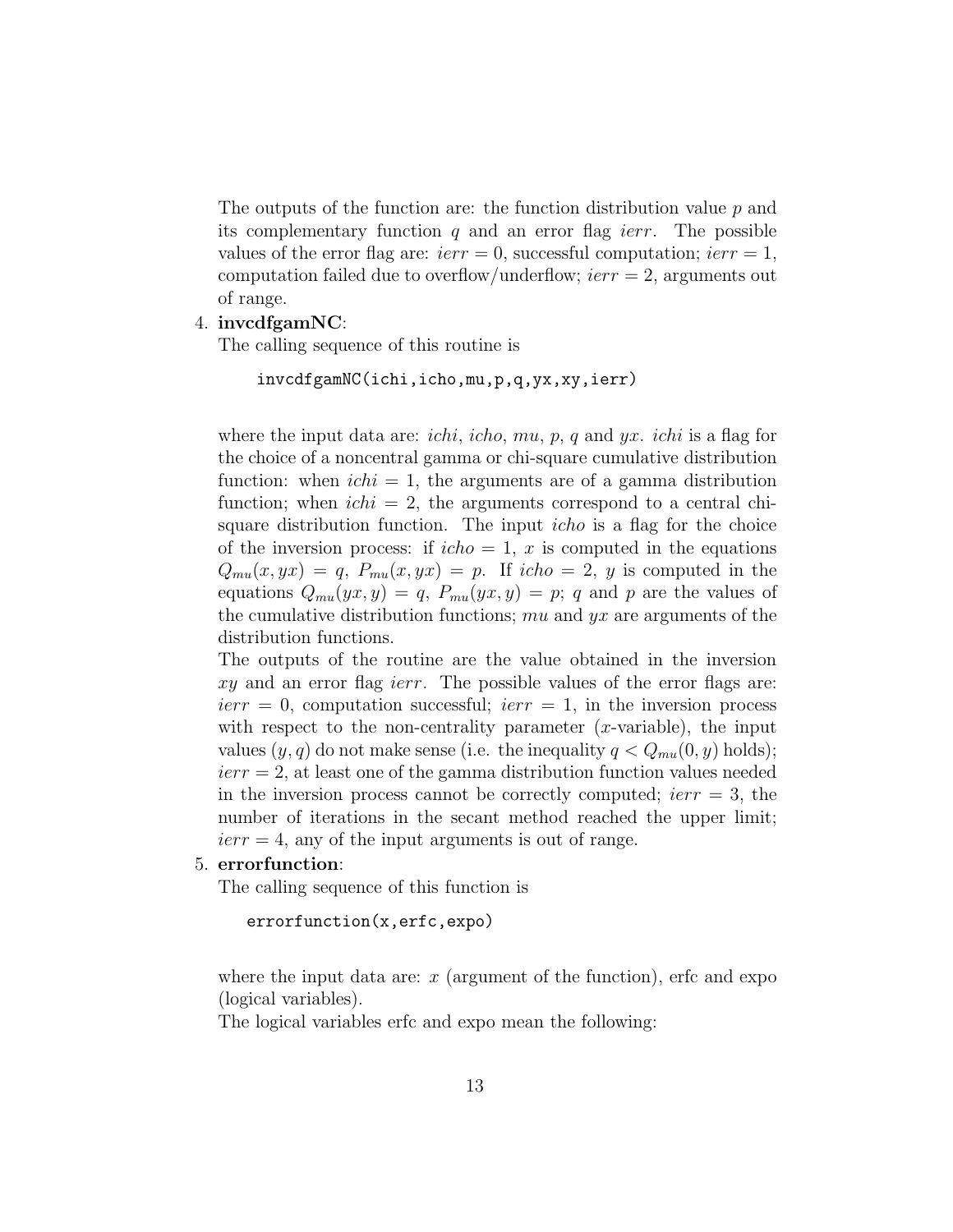The outputs of the function are: the function distribution value $p$ and its complementary function $q$ and an error flag $ierr$. The possible values of the error flag are: $ierr = 0$, successful computation; $ierr = 1$, computation failed due to overflow/underflow; $ierr = 2$, arguments out of range.

4. **invcdfgamNC**:
   The calling sequence of this routine is

   ```
   invcdfgamNC(ichi,icho,mu,p,q,yx,xy,ierr)
   ```

   where the input data are: $ichi$, $icho$, $mu$, $p$, $q$ and $yx$. $ichi$ is a flag for the choice of a noncentral gamma or chi-square cumulative distribution function: when $ichi = 1$, the arguments are of a gamma distribution function; when $ichi = 2$, the arguments correspond to a central chi-square distribution function. The input $icho$ is a flag for the choice of the inversion process: if $icho = 1$, $x$ is computed in the equations $Q_{mu}(x, yx) = q$, $P_{mu}(x, yx) = p$. If $icho = 2$, $y$ is computed in the equations $Q_{mu}(yx, y) = q$, $P_{mu}(yx, y) = p$; $q$ and $p$ are the values of the cumulative distribution functions; $mu$ and $yx$ are arguments of the distribution functions.

   The outputs of the routine are the value obtained in the inversion $xy$ and an error flag $ierr$. The possible values of the error flags are: $ierr = 0$, computation successful; $ierr = 1$, in the inversion process with respect to the non-centrality parameter ($x$-variable), the input values $(y, q)$ do not make sense (i.e. the inequality $q < Q_{mu}(0, y)$ holds); $ierr = 2$, at least one of the gamma distribution function values needed in the inversion process cannot be correctly computed; $ierr = 3$, the number of iterations in the secant method reached the upper limit; $ierr = 4$, any of the input arguments is out of range.

5. **errorfunction**:
   The calling sequence of this function is

   ```
   errorfunction(x,erfc,expo)
   ```

   where the input data are: $x$ (argument of the function), erfc and expo (logical variables).

   The logical variables erfc and expo mean the following: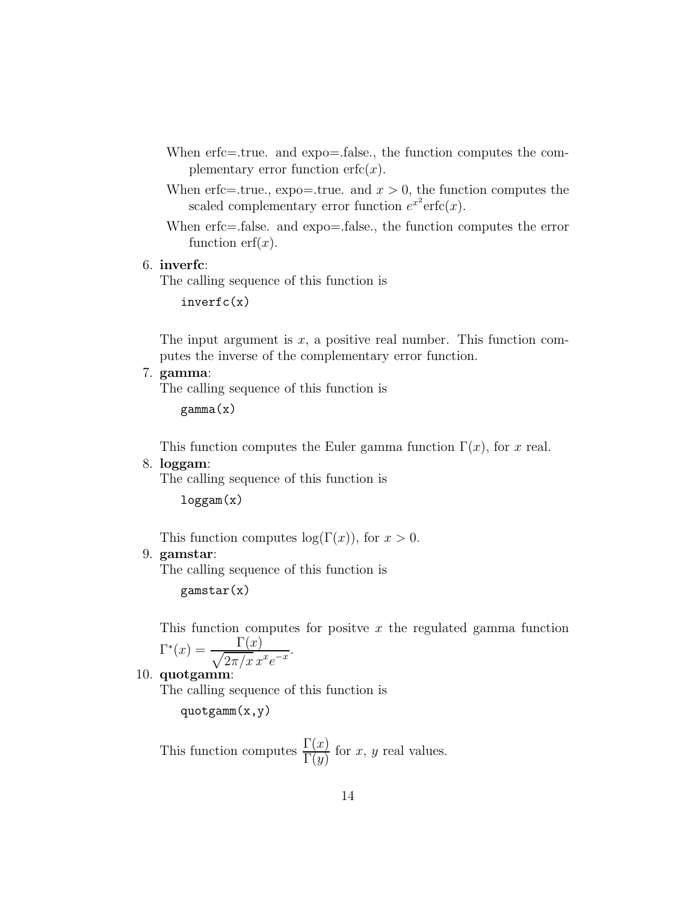When erfc=.true. and expo=.false., the function computes the complementary error function $\mathrm{erfc}(x)$.

When erfc=.true., expo=.true. and $x > 0$, the function computes the scaled complementary error function $e^{x^2}\mathrm{erfc}(x)$.

When erfc=.false. and expo=.false., the function computes the error function $\mathrm{erf}(x)$.

6. **inverfc**:
   The calling sequence of this function is

   ```
   inverfc(x)
   ```

   The input argument is $x$, a positive real number. This function computes the inverse of the complementary error function.

7. **gamma**:
   The calling sequence of this function is

   ```
   gamma(x)
   ```

   This function computes the Euler gamma function $\Gamma(x)$, for $x$ real.

8. **loggam**:
   The calling sequence of this function is

   ```
   loggam(x)
   ```

   This function computes $\log(\Gamma(x))$, for $x > 0$.

9. **gamstar**:
   The calling sequence of this function is

   ```
   gamstar(x)
   ```

   This function computes for positve $x$ the regulated gamma function $\Gamma^*(x) = \dfrac{\Gamma(x)}{\sqrt{2\pi/x}\, x^x e^{-x}}$.

10. **quotgamm**:
    The calling sequence of this function is

    ```
    quotgamm(x,y)
    ```

    This function computes $\dfrac{\Gamma(x)}{\Gamma(y)}$ for $x$, $y$ real values.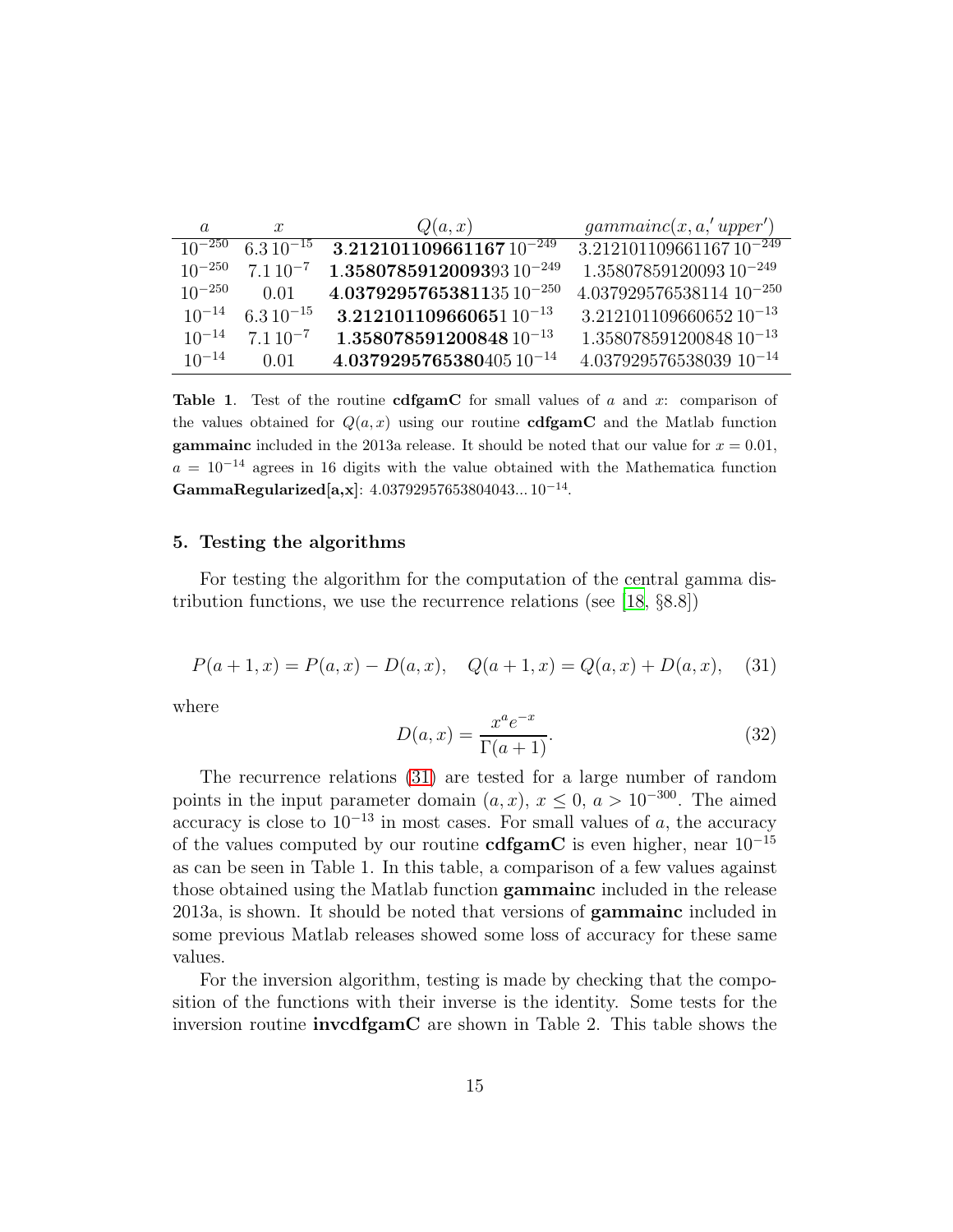| $a$ | $x$ | $Q(a,x)$ | $gammainc(x,a,'upper')$ |
|---|---|---|---|
| $10^{-250}$ | $6.3\,10^{-15}$ | **3.212101109661167** $10^{-249}$ | 3.212101109661167 $10^{-249}$ |
| $10^{-250}$ | $7.1\,10^{-7}$ | **1.3580785912009393** $10^{-249}$ | 1.35807859120093 $10^{-249}$ |
| $10^{-250}$ | 0.01 | **4.0379295765381135** $10^{-250}$ | 4.037929576538114 $10^{-250}$ |
| $10^{-14}$ | $6.3\,10^{-15}$ | **3.212101109660651** $10^{-13}$ | 3.212101109660652 $10^{-13}$ |
| $10^{-14}$ | $7.1\,10^{-7}$ | **1.358078591200848** $10^{-13}$ | 1.358078591200848 $10^{-13}$ |
| $10^{-14}$ | 0.01 | **4.0379295765380405** $10^{-14}$ | 4.037929576538039 $10^{-14}$ |

**Table 1**. Test of the routine **cdfgamC** for small values of $a$ and $x$: comparison of the values obtained for $Q(a,x)$ using our routine **cdfgamC** and the Matlab function **gammainc** included in the 2013a release. It should be noted that our value for $x = 0.01$, $a = 10^{-14}$ agrees in 16 digits with the value obtained with the Mathematica function **GammaRegularized[a,x]**: 4.03792957653804043... $10^{-14}$.

## 5. Testing the algorithms

For testing the algorithm for the computation of the central gamma distribution functions, we use the recurrence relations (see [18, §8.8])

$$P(a+1,x) = P(a,x) - D(a,x), \quad Q(a+1,x) = Q(a,x) + D(a,x), \quad (31)$$

where

$$D(a,x) = \frac{x^a e^{-x}}{\Gamma(a+1)}. \quad (32)$$

The recurrence relations (31) are tested for a large number of random points in the input parameter domain $(a,x)$, $x \leq 0$, $a > 10^{-300}$. The aimed accuracy is close to $10^{-13}$ in most cases. For small values of $a$, the accuracy of the values computed by our routine **cdfgamC** is even higher, near $10^{-15}$ as can be seen in Table 1. In this table, a comparison of a few values against those obtained using the Matlab function **gammainc** included in the release 2013a, is shown. It should be noted that versions of **gammainc** included in some previous Matlab releases showed some loss of accuracy for these same values.

For the inversion algorithm, testing is made by checking that the composition of the functions with their inverse is the identity. Some tests for the inversion routine **invcdfgamC** are shown in Table 2. This table shows the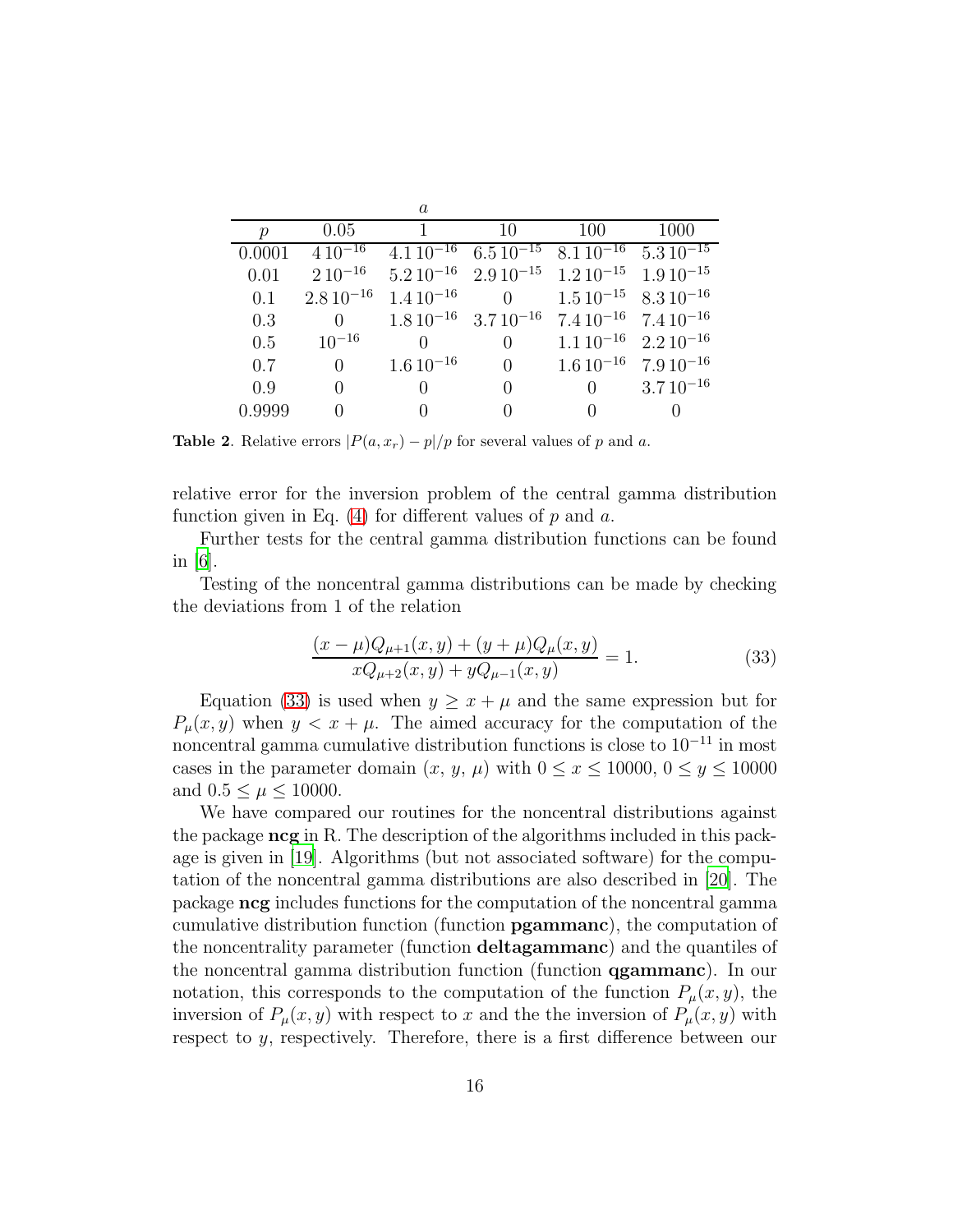|  | $a$ |  |  |  |  |
|---|---|---|---|---|---|
| $p$ | 0.05 | 1 | 10 | 100 | 1000 |
| 0.0001 | $4\,10^{-16}$ | $4.1\,10^{-16}$ | $6.5\,10^{-15}$ | $8.1\,10^{-16}$ | $5.3\,10^{-15}$ |
| 0.01 | $2\,10^{-16}$ | $5.2\,10^{-16}$ | $2.9\,10^{-15}$ | $1.2\,10^{-15}$ | $1.9\,10^{-15}$ |
| 0.1 | $2.8\,10^{-16}$ | $1.4\,10^{-16}$ | 0 | $1.5\,10^{-15}$ | $8.3\,10^{-16}$ |
| 0.3 | 0 | $1.8\,10^{-16}$ | $3.7\,10^{-16}$ | $7.4\,10^{-16}$ | $7.4\,10^{-16}$ |
| 0.5 | $10^{-16}$ | 0 | 0 | $1.1\,10^{-16}$ | $2.2\,10^{-16}$ |
| 0.7 | 0 | $1.6\,10^{-16}$ | 0 | $1.6\,10^{-16}$ | $7.9\,10^{-16}$ |
| 0.9 | 0 | 0 | 0 | 0 | $3.7\,10^{-16}$ |
| 0.9999 | 0 | 0 | 0 | 0 | 0 |

**Table 2**. Relative errors $|P(a, x_r) - p|/p$ for several values of $p$ and $a$.

relative error for the inversion problem of the central gamma distribution function given in Eq. (4) for different values of $p$ and $a$.

Further tests for the central gamma distribution functions can be found in [6].

Testing of the noncentral gamma distributions can be made by checking the deviations from 1 of the relation

$$\frac{(x-\mu)Q_{\mu+1}(x,y) + (y+\mu)Q_{\mu}(x,y)}{xQ_{\mu+2}(x,y) + yQ_{\mu-1}(x,y)} = 1. \tag{33}$$

Equation (33) is used when $y \geq x + \mu$ and the same expression but for $P_\mu(x, y)$ when $y < x + \mu$. The aimed accuracy for the computation of the noncentral gamma cumulative distribution functions is close to $10^{-11}$ in most cases in the parameter domain $(x,\, y,\, \mu)$ with $0 \leq x \leq 10000$, $0 \leq y \leq 10000$ and $0.5 \leq \mu \leq 10000$.

We have compared our routines for the noncentral distributions against the package **ncg** in R. The description of the algorithms included in this package is given in [19]. Algorithms (but not associated software) for the computation of the noncentral gamma distributions are also described in [20]. The package **ncg** includes functions for the computation of the noncentral gamma cumulative distribution function (function **pgammanc**), the computation of the noncentrality parameter (function **deltagammanc**) and the quantiles of the noncentral gamma distribution function (function **qgammanc**). In our notation, this corresponds to the computation of the function $P_\mu(x, y)$, the inversion of $P_\mu(x, y)$ with respect to $x$ and the the inversion of $P_\mu(x, y)$ with respect to $y$, respectively. Therefore, there is a first difference between our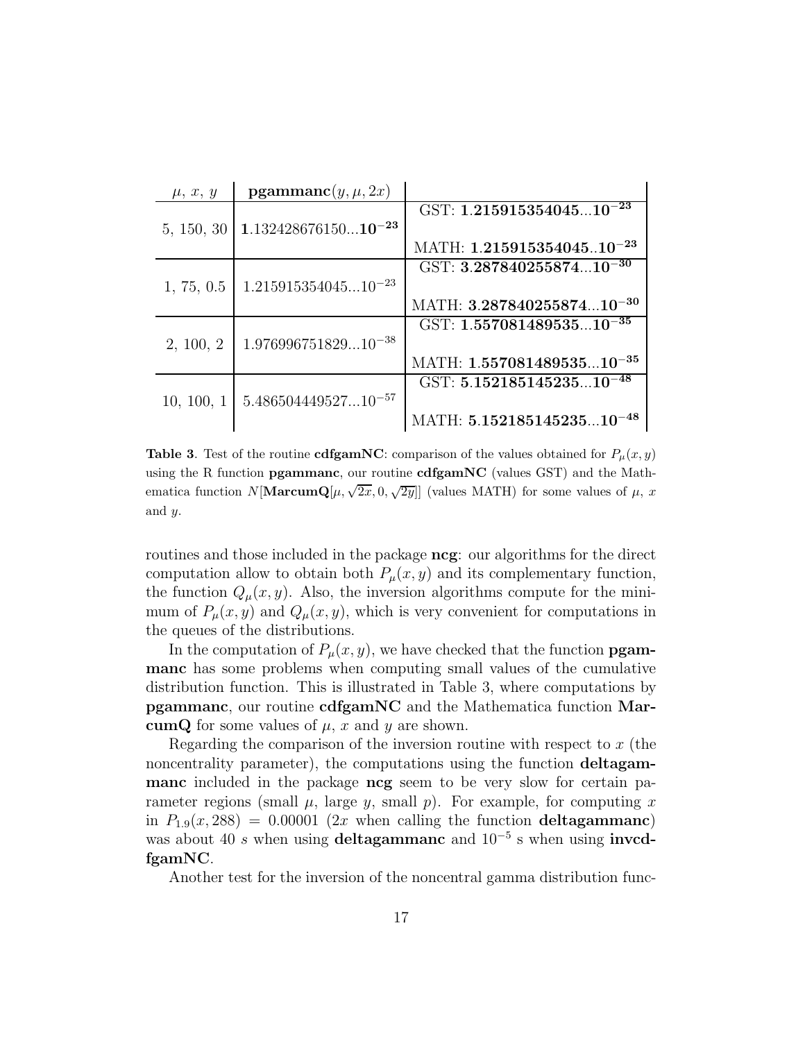| $\mu$, $x$, $y$ | **pgammanc**$(y, \mu, 2x)$ | |
|---|---|---|
| 5, 150, 30 | $\mathbf{1}.132428676150...\mathbf{10^{-23}}$ | GST: $\mathbf{1.215915354045...10^{-23}}$ MATH: $\mathbf{1.215915354045..10^{-23}}$ |
| 1, 75, 0.5 | $1.215915354045...10^{-23}$ | GST: $\mathbf{3.287840255874...10^{-30}}$ MATH: $\mathbf{3.287840255874...10^{-30}}$ |
| 2, 100, 2 | $1.976996751829...10^{-38}$ | GST: $\mathbf{1.557081489535...10^{-35}}$ MATH: $\mathbf{1.557081489535...10^{-35}}$ |
| 10, 100, 1 | $5.486504449527...10^{-57}$ | GST: $\mathbf{5.152185145235...10^{-48}}$ MATH: $\mathbf{5.152185145235...10^{-48}}$ |

**Table 3**. Test of the routine **cdfgamNC**: comparison of the values obtained for $P_\mu(x, y)$ using the R function **pgammanc**, our routine **cdfgamNC** (values GST) and the Mathematica function $N[\mathbf{MarcumQ}[\mu, \sqrt{2x}, 0, \sqrt{2y}]]$ (values MATH) for some values of $\mu$, $x$ and $y$.

routines and those included in the package **ncg**: our algorithms for the direct computation allow to obtain both $P_\mu(x, y)$ and its complementary function, the function $Q_\mu(x, y)$. Also, the inversion algorithms compute for the minimum of $P_\mu(x, y)$ and $Q_\mu(x, y)$, which is very convenient for computations in the queues of the distributions.

In the computation of $P_\mu(x, y)$, we have checked that the function **pgammanc** has some problems when computing small values of the cumulative distribution function. This is illustrated in Table 3, where computations by **pgammanc**, our routine **cdfgamNC** and the Mathematica function **MarcumQ** for some values of $\mu$, $x$ and $y$ are shown.

Regarding the comparison of the inversion routine with respect to $x$ (the noncentrality parameter), the computations using the function **deltagammanc** included in the package **ncg** seem to be very slow for certain parameter regions (small $\mu$, large $y$, small $p$). For example, for computing $x$ in $P_{1.9}(x, 288) = 0.00001$ ($2x$ when calling the function **deltagammanc**) was about 40 $s$ when using **deltagammanc** and $10^{-5}$ s when using **invcdfgamNC**.

Another test for the inversion of the noncentral gamma distribution func-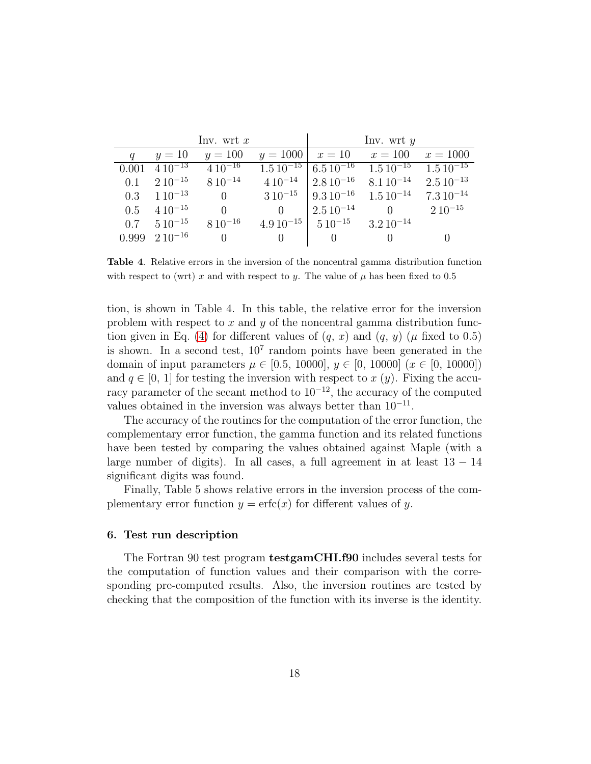| | Inv. wrt $x$ | | | Inv. wrt $y$ | | |
|---|---|---|---|---|---|---|
| $q$ | $y = 10$ | $y = 100$ | $y = 1000$ | $x = 10$ | $x = 100$ | $x = 1000$ |
| 0.001 | $4\,10^{-13}$ | $4\,10^{-16}$ | $1.5\,10^{-15}$ | $6.5\,10^{-16}$ | $1.5\,10^{-15}$ | $1.5\,10^{-15}$ |
| 0.1 | $2\,10^{-15}$ | $8\,10^{-14}$ | $4\,10^{-14}$ | $2.8\,10^{-16}$ | $8.1\,10^{-14}$ | $2.5\,10^{-13}$ |
| 0.3 | $1\,10^{-13}$ | 0 | $3\,10^{-15}$ | $9.3\,10^{-16}$ | $1.5\,10^{-14}$ | $7.3\,10^{-14}$ |
| 0.5 | $4\,10^{-15}$ | 0 | 0 | $2.5\,10^{-14}$ | 0 | $2\,10^{-15}$ |
| 0.7 | $5\,10^{-15}$ | $8\,10^{-16}$ | $4.9\,10^{-15}$ | $5\,10^{-15}$ | $3.2\,10^{-14}$ | |
| 0.999 | $2\,10^{-16}$ | 0 | 0 | 0 | 0 | 0 |

**Table 4**. Relative errors in the inversion of the noncentral gamma distribution function with respect to (wrt) $x$ and with respect to $y$. The value of $\mu$ has been fixed to 0.5

tion, is shown in Table 4. In this table, the relative error for the inversion problem with respect to $x$ and $y$ of the noncentral gamma distribution function given in Eq. (4) for different values of $(q,\, x)$ and $(q,\, y)$ ($\mu$ fixed to 0.5) is shown. In a second test, $10^7$ random points have been generated in the domain of input parameters $\mu \in [0.5,\, 10000]$, $y \in [0,\, 10000]$ ($x \in [0,\, 10000]$) and $q \in [0,\, 1]$ for testing the inversion with respect to $x$ ($y$). Fixing the accuracy parameter of the secant method to $10^{-12}$, the accuracy of the computed values obtained in the inversion was always better than $10^{-11}$.

The accuracy of the routines for the computation of the error function, the complementary error function, the gamma function and its related functions have been tested by comparing the values obtained against Maple (with a large number of digits). In all cases, a full agreement in at least $13-14$ significant digits was found.

Finally, Table 5 shows relative errors in the inversion process of the complementary error function $y = \mathrm{erfc}(x)$ for different values of $y$.

### 6. Test run description

The Fortran 90 test program **testgamCHI.f90** includes several tests for the computation of function values and their comparison with the corresponding pre-computed results. Also, the inversion routines are tested by checking that the composition of the function with its inverse is the identity.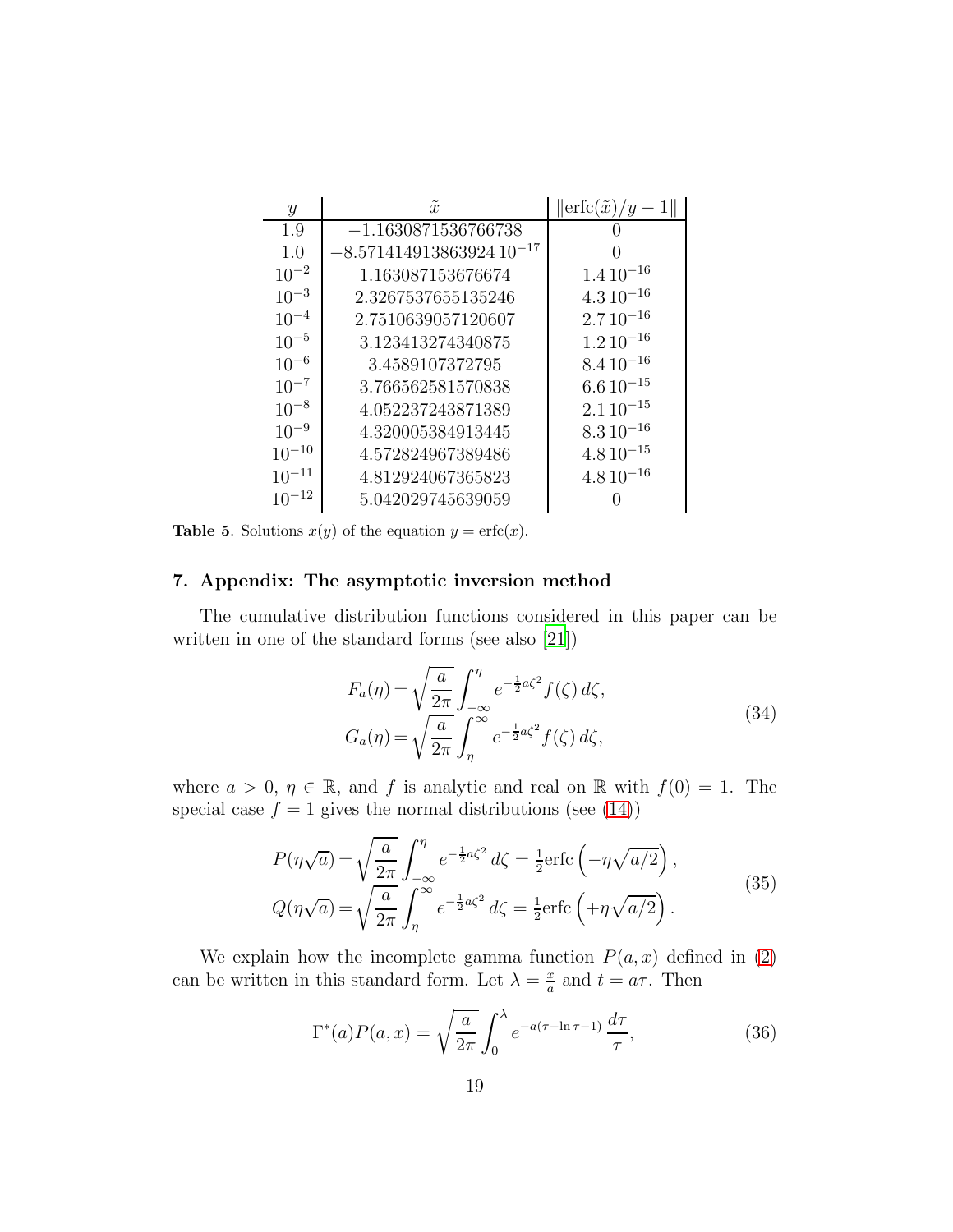| $y$ | $\tilde{x}$ | $\|\mathrm{erfc}(\tilde{x})/y - 1\|$ |
|---|---|---|
| 1.9 | $-1.1630871536766738$ | 0 |
| 1.0 | $-8.571414913863924\,10^{-17}$ | 0 |
| $10^{-2}$ | 1.163087153676674 | $1.4\,10^{-16}$ |
| $10^{-3}$ | 2.3267537655135246 | $4.3\,10^{-16}$ |
| $10^{-4}$ | 2.7510639057120607 | $2.7\,10^{-16}$ |
| $10^{-5}$ | 3.123413274340875 | $1.2\,10^{-16}$ |
| $10^{-6}$ | 3.4589107372795 | $8.4\,10^{-16}$ |
| $10^{-7}$ | 3.766562581570838 | $6.6\,10^{-15}$ |
| $10^{-8}$ | 4.052237243871389 | $2.1\,10^{-15}$ |
| $10^{-9}$ | 4.320005384913445 | $8.3\,10^{-16}$ |
| $10^{-10}$ | 4.572824967389486 | $4.8\,10^{-15}$ |
| $10^{-11}$ | 4.812924067365823 | $4.8\,10^{-16}$ |
| $10^{-12}$ | 5.042029745639059 | 0 |

**Table 5**. Solutions $x(y)$ of the equation $y = \mathrm{erfc}(x)$.

## 7. Appendix: The asymptotic inversion method

The cumulative distribution functions considered in this paper can be written in one of the standard forms (see also [21])

$$
\begin{aligned}
F_a(\eta) &= \sqrt{\frac{a}{2\pi}} \int_{-\infty}^{\eta} e^{-\frac{1}{2}a\zeta^2} f(\zeta)\, d\zeta, \\
G_a(\eta) &= \sqrt{\frac{a}{2\pi}} \int_{\eta}^{\infty} e^{-\frac{1}{2}a\zeta^2} f(\zeta)\, d\zeta,
\end{aligned}
\tag{34}
$$

where $a > 0$, $\eta \in \mathbb{R}$, and $f$ is analytic and real on $\mathbb{R}$ with $f(0) = 1$. The special case $f = 1$ gives the normal distributions (see (14))

$$
\begin{aligned}
P(\eta\sqrt{a}) &= \sqrt{\frac{a}{2\pi}} \int_{-\infty}^{\eta} e^{-\frac{1}{2}a\zeta^2}\, d\zeta = \tfrac{1}{2}\mathrm{erfc}\left(-\eta\sqrt{a/2}\right), \\
Q(\eta\sqrt{a}) &= \sqrt{\frac{a}{2\pi}} \int_{\eta}^{\infty} e^{-\frac{1}{2}a\zeta^2}\, d\zeta = \tfrac{1}{2}\mathrm{erfc}\left(+\eta\sqrt{a/2}\right).
\end{aligned}
\tag{35}
$$

We explain how the incomplete gamma function $P(a, x)$ defined in (2) can be written in this standard form. Let $\lambda = \frac{x}{a}$ and $t = a\tau$. Then

$$
\Gamma^*(a) P(a, x) = \sqrt{\frac{a}{2\pi}} \int_0^{\lambda} e^{-a(\tau - \ln\tau - 1)}\, \frac{d\tau}{\tau},
\tag{36}
$$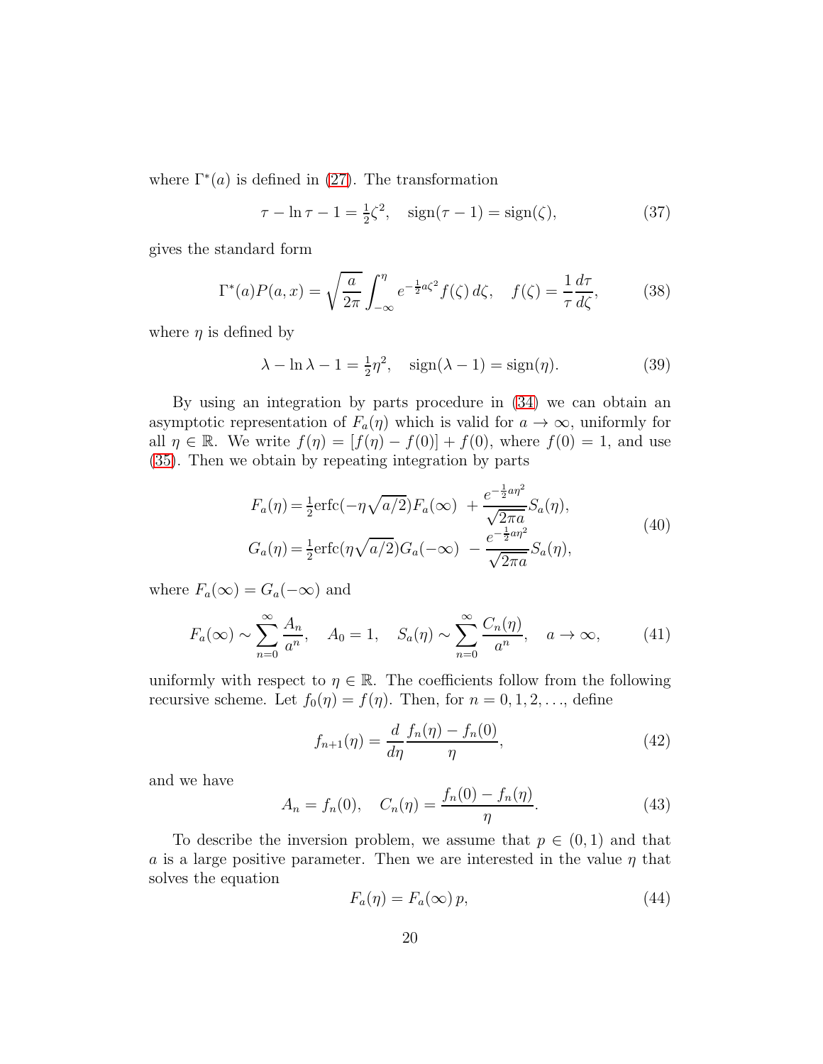where $\Gamma^*(a)$ is defined in (27). The transformation

$$\tau - \ln \tau - 1 = \tfrac{1}{2}\zeta^2, \quad \operatorname{sign}(\tau - 1) = \operatorname{sign}(\zeta), \tag{37}$$

gives the standard form

$$\Gamma^*(a)P(a,x) = \sqrt{\frac{a}{2\pi}} \int_{-\infty}^{\eta} e^{-\frac{1}{2}a\zeta^2} f(\zeta)\, d\zeta, \quad f(\zeta) = \frac{1}{\tau}\frac{d\tau}{d\zeta}, \tag{38}$$

where $\eta$ is defined by

$$\lambda - \ln \lambda - 1 = \tfrac{1}{2}\eta^2, \quad \operatorname{sign}(\lambda - 1) = \operatorname{sign}(\eta). \tag{39}$$

By using an integration by parts procedure in (34) we can obtain an asymptotic representation of $F_a(\eta)$ which is valid for $a \to \infty$, uniformly for all $\eta \in \mathbb{R}$. We write $f(\eta) = [f(\eta) - f(0)] + f(0)$, where $f(0) = 1$, and use (35). Then we obtain by repeating integration by parts

$$\begin{aligned} F_a(\eta) &= \tfrac{1}{2}\operatorname{erfc}(-\eta\sqrt{a/2})F_a(\infty) \ + \frac{e^{-\frac{1}{2}a\eta^2}}{\sqrt{2\pi a}} S_a(\eta), \\ G_a(\eta) &= \tfrac{1}{2}\operatorname{erfc}(\eta\sqrt{a/2})G_a(-\infty) \ - \frac{e^{-\frac{1}{2}a\eta^2}}{\sqrt{2\pi a}} S_a(\eta), \end{aligned} \tag{40}$$

where $F_a(\infty) = G_a(-\infty)$ and

$$F_a(\infty) \sim \sum_{n=0}^{\infty} \frac{A_n}{a^n}, \quad A_0 = 1, \quad S_a(\eta) \sim \sum_{n=0}^{\infty} \frac{C_n(\eta)}{a^n}, \quad a \to \infty, \tag{41}$$

uniformly with respect to $\eta \in \mathbb{R}$. The coefficients follow from the following recursive scheme. Let $f_0(\eta) = f(\eta)$. Then, for $n = 0, 1, 2, \ldots$, define

$$f_{n+1}(\eta) = \frac{d}{d\eta}\frac{f_n(\eta) - f_n(0)}{\eta}, \tag{42}$$

and we have

$$A_n = f_n(0), \quad C_n(\eta) = \frac{f_n(0) - f_n(\eta)}{\eta}. \tag{43}$$

To describe the inversion problem, we assume that $p \in (0,1)$ and that $a$ is a large positive parameter. Then we are interested in the value $\eta$ that solves the equation

$$F_a(\eta) = F_a(\infty)\, p, \tag{44}$$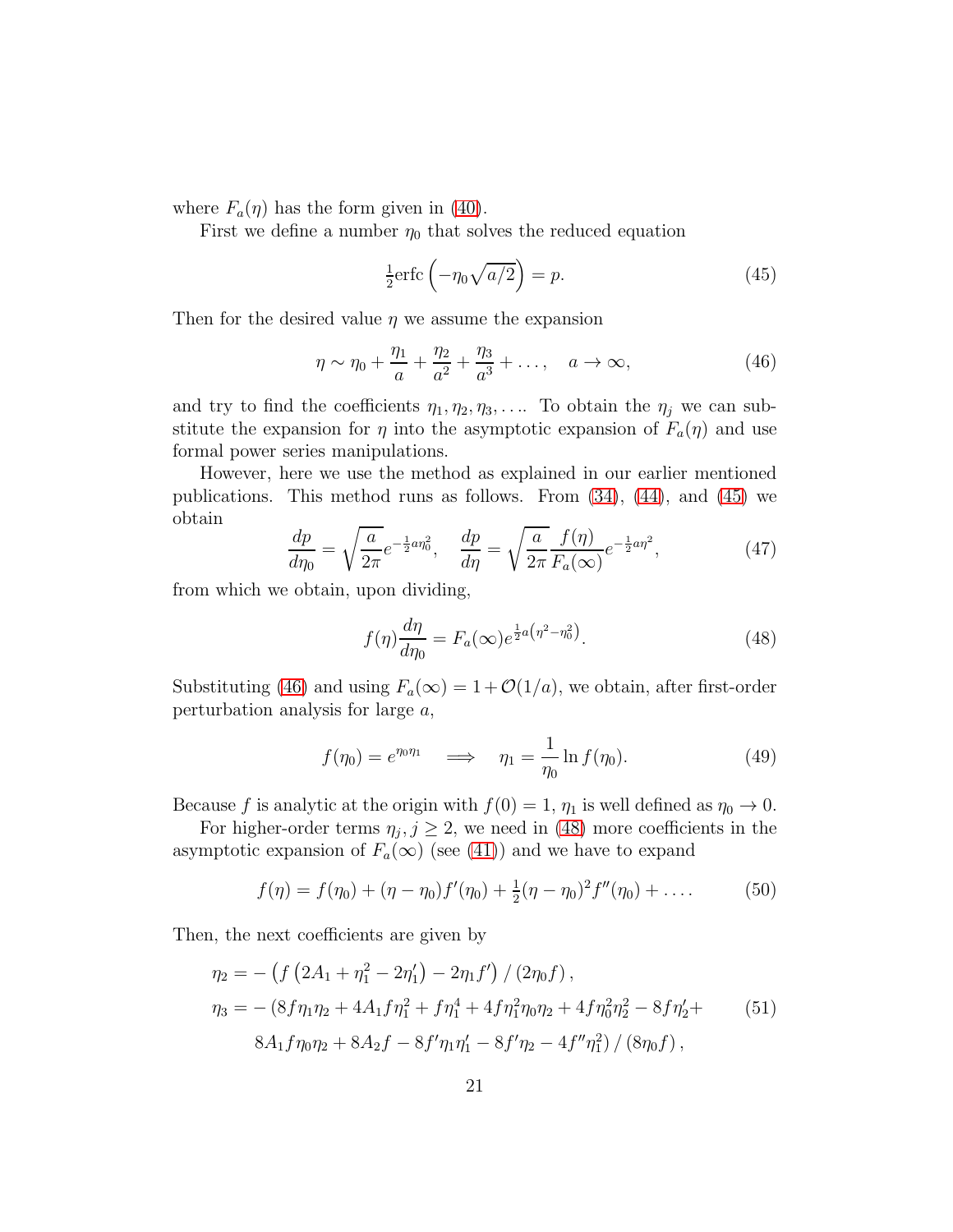where $F_a(\eta)$ has the form given in (40).

First we define a number $\eta_0$ that solves the reduced equation

$$\tfrac{1}{2}\text{erfc}\left(-\eta_0\sqrt{a/2}\right) = p. \tag{45}$$

Then for the desired value $\eta$ we assume the expansion

$$\eta \sim \eta_0 + \frac{\eta_1}{a} + \frac{\eta_2}{a^2} + \frac{\eta_3}{a^3} + \ldots, \quad a \to \infty, \tag{46}$$

and try to find the coefficients $\eta_1, \eta_2, \eta_3, \ldots$. To obtain the $\eta_j$ we can substitute the expansion for $\eta$ into the asymptotic expansion of $F_a(\eta)$ and use formal power series manipulations.

However, here we use the method as explained in our earlier mentioned publications. This method runs as follows. From (34), (44), and (45) we obtain

$$\frac{dp}{d\eta_0} = \sqrt{\frac{a}{2\pi}}e^{-\frac{1}{2}a\eta_0^2}, \quad \frac{dp}{d\eta} = \sqrt{\frac{a}{2\pi}}\frac{f(\eta)}{F_a(\infty)}e^{-\frac{1}{2}a\eta^2}, \tag{47}$$

from which we obtain, upon dividing,

$$f(\eta)\frac{d\eta}{d\eta_0} = F_a(\infty)e^{\frac{1}{2}a\left(\eta^2-\eta_0^2\right)}. \tag{48}$$

Substituting (46) and using $F_a(\infty) = 1 + \mathcal{O}(1/a)$, we obtain, after first-order perturbation analysis for large $a$,

$$f(\eta_0) = e^{\eta_0\eta_1} \quad \Longrightarrow \quad \eta_1 = \frac{1}{\eta_0}\ln f(\eta_0). \tag{49}$$

Because $f$ is analytic at the origin with $f(0) = 1$, $\eta_1$ is well defined as $\eta_0 \to 0$.

For higher-order terms $\eta_j, j \geq 2$, we need in (48) more coefficients in the asymptotic expansion of $F_a(\infty)$ (see (41)) and we have to expand

$$f(\eta) = f(\eta_0) + (\eta - \eta_0)f'(\eta_0) + \tfrac{1}{2}(\eta - \eta_0)^2 f''(\eta_0) + \ldots. \tag{50}$$

Then, the next coefficients are given by

$$\begin{aligned}
\eta_2 &= -\left(f\left(2A_1 + \eta_1^2 - 2\eta_1'\right) - 2\eta_1 f'\right)/\left(2\eta_0 f\right),\\
\eta_3 &= -\left(8f\eta_1\eta_2 + 4A_1 f\eta_1^2 + f\eta_1^4 + 4f\eta_1^2\eta_0\eta_2 + 4f\eta_0^2\eta_2^2 - 8f\eta_2' + \right.\\
&\qquad \left. 8A_1 f\eta_0\eta_2 + 8A_2 f - 8f'\eta_1\eta_1' - 8f'\eta_2 - 4f''\eta_1^2\right)/\left(8\eta_0 f\right),
\end{aligned} \tag{51}$$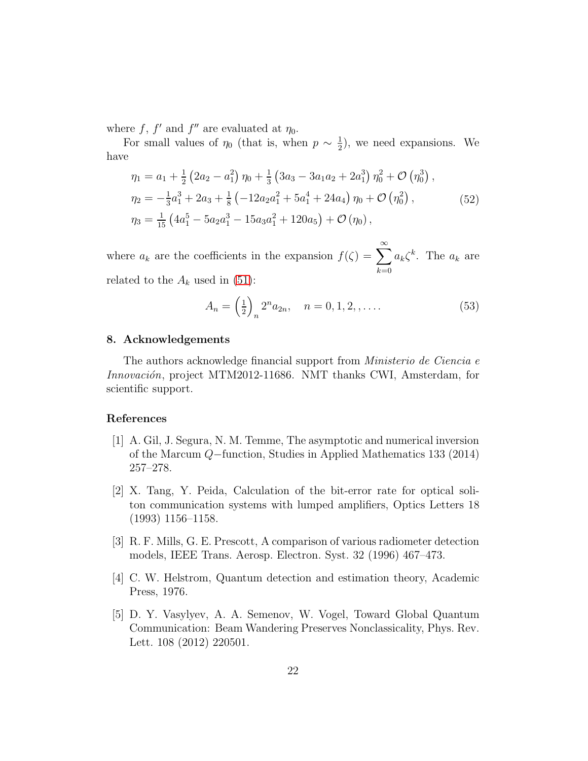where $f$, $f'$ and $f''$ are evaluated at $\eta_0$.

For small values of $\eta_0$ (that is, when $p \sim \frac{1}{2}$), we need expansions. We have

$$
\begin{aligned}
\eta_1 &= a_1 + \tfrac{1}{2}\left(2a_2 - a_1^2\right)\eta_0 + \tfrac{1}{3}\left(3a_3 - 3a_1a_2 + 2a_1^3\right)\eta_0^2 + \mathcal{O}\left(\eta_0^3\right), \\
\eta_2 &= -\tfrac{1}{3}a_1^3 + 2a_3 + \tfrac{1}{8}\left(-12a_2a_1^2 + 5a_1^4 + 24a_4\right)\eta_0 + \mathcal{O}\left(\eta_0^2\right), \\
\eta_3 &= \tfrac{1}{15}\left(4a_1^5 - 5a_2a_1^3 - 15a_3a_1^2 + 120a_5\right) + \mathcal{O}\left(\eta_0\right),
\end{aligned}
\tag{52}
$$

where $a_k$ are the coefficients in the expansion $f(\zeta) = \displaystyle\sum_{k=0}^{\infty} a_k \zeta^k$. The $a_k$ are related to the $A_k$ used in (51):

$$
A_n = \left(\tfrac{1}{2}\right)_n 2^n a_{2n}, \quad n = 0, 1, 2, , \ldots. \tag{53}
$$

## 8. Acknowledgements

The authors acknowledge financial support from *Ministerio de Ciencia e Innovación*, project MTM2012-11686. NMT thanks CWI, Amsterdam, for scientific support.

## References

[1] A. Gil, J. Segura, N. M. Temme, The asymptotic and numerical inversion of the Marcum $Q-$function, Studies in Applied Mathematics 133 (2014) 257–278.

[2] X. Tang, Y. Peida, Calculation of the bit-error rate for optical soliton communication systems with lumped amplifiers, Optics Letters 18 (1993) 1156–1158.

[3] R. F. Mills, G. E. Prescott, A comparison of various radiometer detection models, IEEE Trans. Aerosp. Electron. Syst. 32 (1996) 467–473.

[4] C. W. Helstrom, Quantum detection and estimation theory, Academic Press, 1976.

[5] D. Y. Vasylyev, A. A. Semenov, W. Vogel, Toward Global Quantum Communication: Beam Wandering Preserves Nonclassicality, Phys. Rev. Lett. 108 (2012) 220501.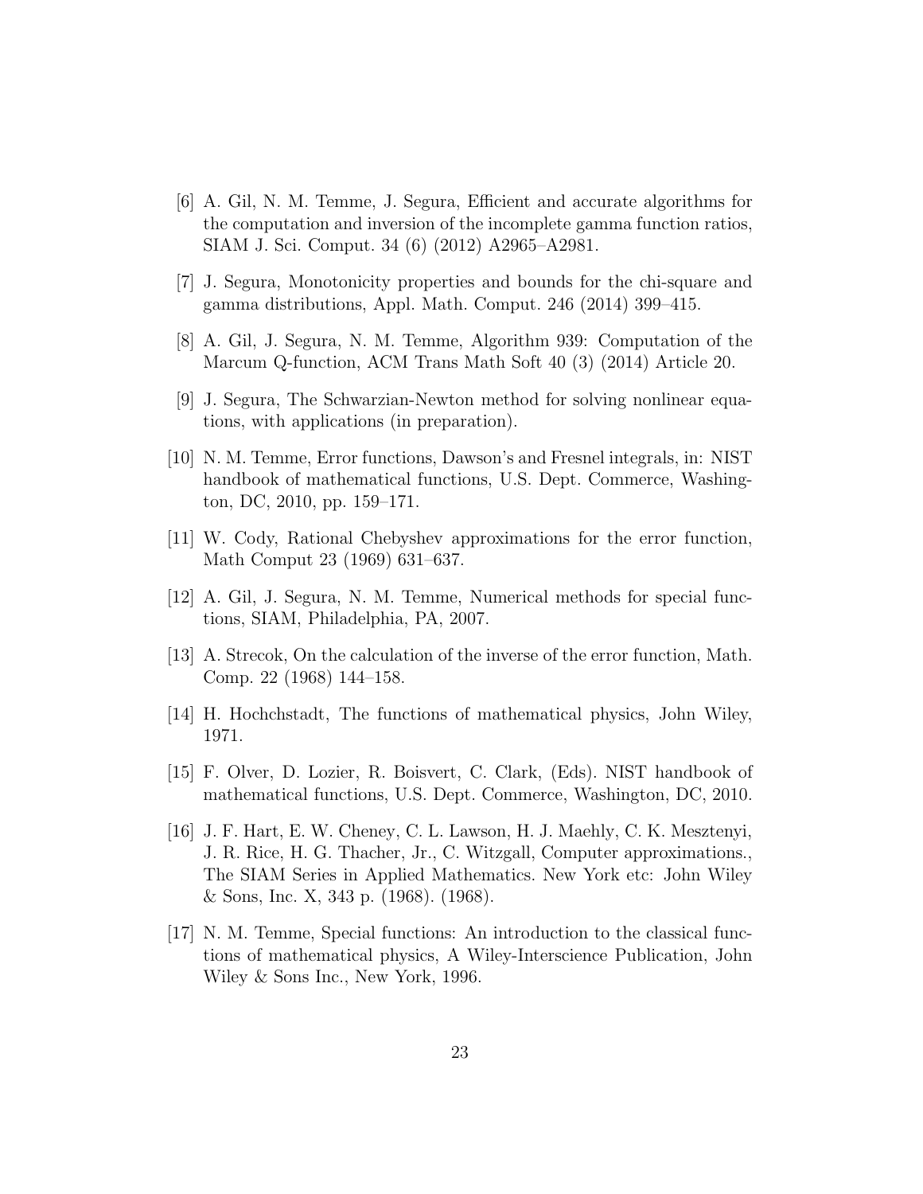[6] A. Gil, N. M. Temme, J. Segura, Efficient and accurate algorithms for the computation and inversion of the incomplete gamma function ratios, SIAM J. Sci. Comput. 34 (6) (2012) A2965–A2981.

[7] J. Segura, Monotonicity properties and bounds for the chi-square and gamma distributions, Appl. Math. Comput. 246 (2014) 399–415.

[8] A. Gil, J. Segura, N. M. Temme, Algorithm 939: Computation of the Marcum Q-function, ACM Trans Math Soft 40 (3) (2014) Article 20.

[9] J. Segura, The Schwarzian-Newton method for solving nonlinear equations, with applications (in preparation).

[10] N. M. Temme, Error functions, Dawson's and Fresnel integrals, in: NIST handbook of mathematical functions, U.S. Dept. Commerce, Washington, DC, 2010, pp. 159–171.

[11] W. Cody, Rational Chebyshev approximations for the error function, Math Comput 23 (1969) 631–637.

[12] A. Gil, J. Segura, N. M. Temme, Numerical methods for special functions, SIAM, Philadelphia, PA, 2007.

[13] A. Strecok, On the calculation of the inverse of the error function, Math. Comp. 22 (1968) 144–158.

[14] H. Hochchstadt, The functions of mathematical physics, John Wiley, 1971.

[15] F. Olver, D. Lozier, R. Boisvert, C. Clark, (Eds). NIST handbook of mathematical functions, U.S. Dept. Commerce, Washington, DC, 2010.

[16] J. F. Hart, E. W. Cheney, C. L. Lawson, H. J. Maehly, C. K. Mesztenyi, J. R. Rice, H. G. Thacher, Jr., C. Witzgall, Computer approximations., The SIAM Series in Applied Mathematics. New York etc: John Wiley & Sons, Inc. X, 343 p. (1968). (1968).

[17] N. M. Temme, Special functions: An introduction to the classical functions of mathematical physics, A Wiley-Interscience Publication, John Wiley & Sons Inc., New York, 1996.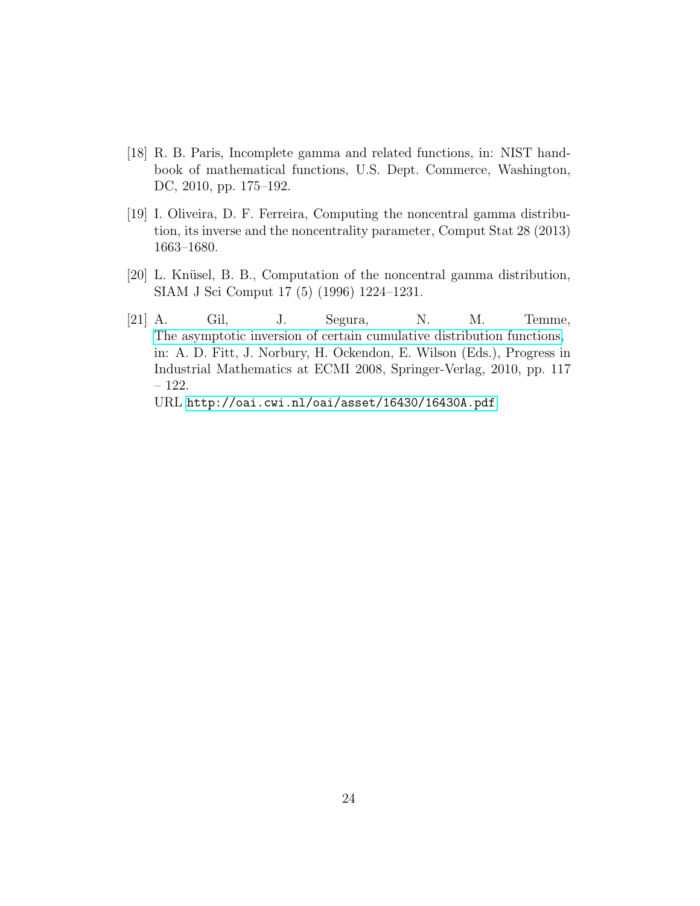[18] R. B. Paris, Incomplete gamma and related functions, in: NIST handbook of mathematical functions, U.S. Dept. Commerce, Washington, DC, 2010, pp. 175–192.

[19] I. Oliveira, D. F. Ferreira, Computing the noncentral gamma distribution, its inverse and the noncentrality parameter, Comput Stat 28 (2013) 1663–1680.

[20] L. Knüsel, B. B., Computation of the noncentral gamma distribution, SIAM J Sci Comput 17 (5) (1996) 1224–1231.

[21] A. Gil, J. Segura, N. M. Temme, The asymptotic inversion of certain cumulative distribution functions, in: A. D. Fitt, J. Norbury, H. Ockendon, E. Wilson (Eds.), Progress in Industrial Mathematics at ECMI 2008, Springer-Verlag, 2010, pp. 117 – 122.
URL http://oai.cwi.nl/oai/asset/16430/16430A.pdf